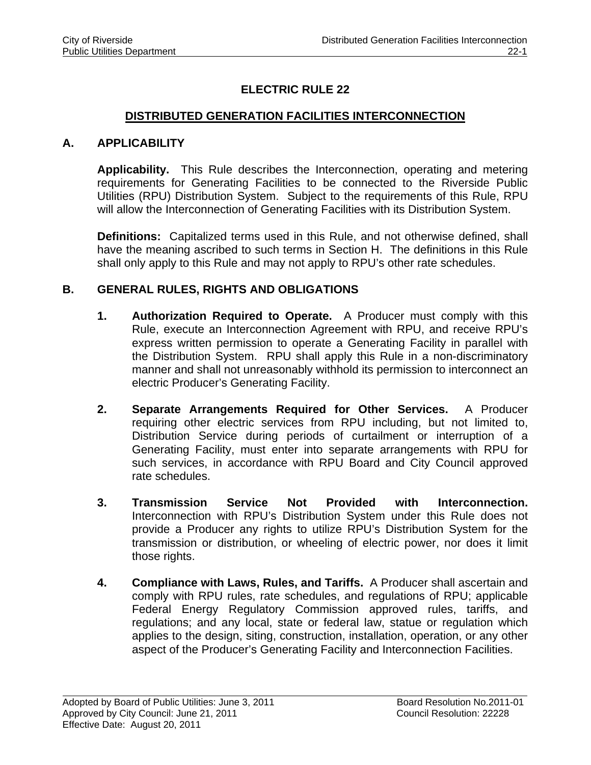# ELECTRIC RULE 22

## DISTRIBUTED GENERATION FACILITIES INTERCONNECTION

### A. APPLICABILITY

**Applicability.** This Rule describes the Interconnection, operating and metering requirements for Generating Facilities to be connected to the Riverside Public Utilities (RPU) Distribution System. Subject to the requirements of this Rule, RPU will allow the Interconnection of Generating Facilities with its Distribution System.

**Definitions:** Capitalized terms used in this Rule, and not otherwise defined, shall have the meaning ascribed to such terms in Section H. The definitions in this Rule shall only apply to this Rule and may not apply to RPU's other rate schedules.

### B. GENERAL RULES, RIGHTS AND OBLIGATIONS

1. **Authorization Required to Operate.** A Producer must comply with this Rule, execute an Interconnection Agreement with RPU, and receive RPU's express written permission to operate a Generating Facility in parallel with the Distribution System. RPU shall apply this Rule in a non-discriminatory manner and shall not unreasonably withhold its permission to interconnect an electric Producer's Generating Facility.

2. **Separate Arrangements Required for Other Services.** A Producer requiring other electric services from RPU including, but not limited to, Distribution Service during periods of curtailment or interruption of a Generating Facility, must enter into separate arrangements with RPU for such services, in accordance with RPU Board and City Council approved rate schedules.

3. **Transmission Service Not Provided with Interconnection.** Interconnection with RPU's Distribution System under this Rule does not provide a Producer any rights to utilize RPU's Distribution System for the transmission or distribution, or wheeling of electric power, nor does it limit those rights.

4. **Compliance with Laws, Rules, and Tariffs.** A Producer shall ascertain and comply with RPU rules, rate schedules, and regulations of RPU; applicable Federal Energy Regulatory Commission approved rules, tariffs, and regulations; and any local, state or federal law, statue or regulation which applies to the design, siting, construction, installation, operation, or any other aspect of the Producer's Generating Facility and Interconnection Facilities.

Adopted by Board of Public Utilities: June 3, 2011 Board Resolution No.2011-01
Approved by City Council: June 21, 2011 Council Resolution: 22228
Effective Date: August 20, 2011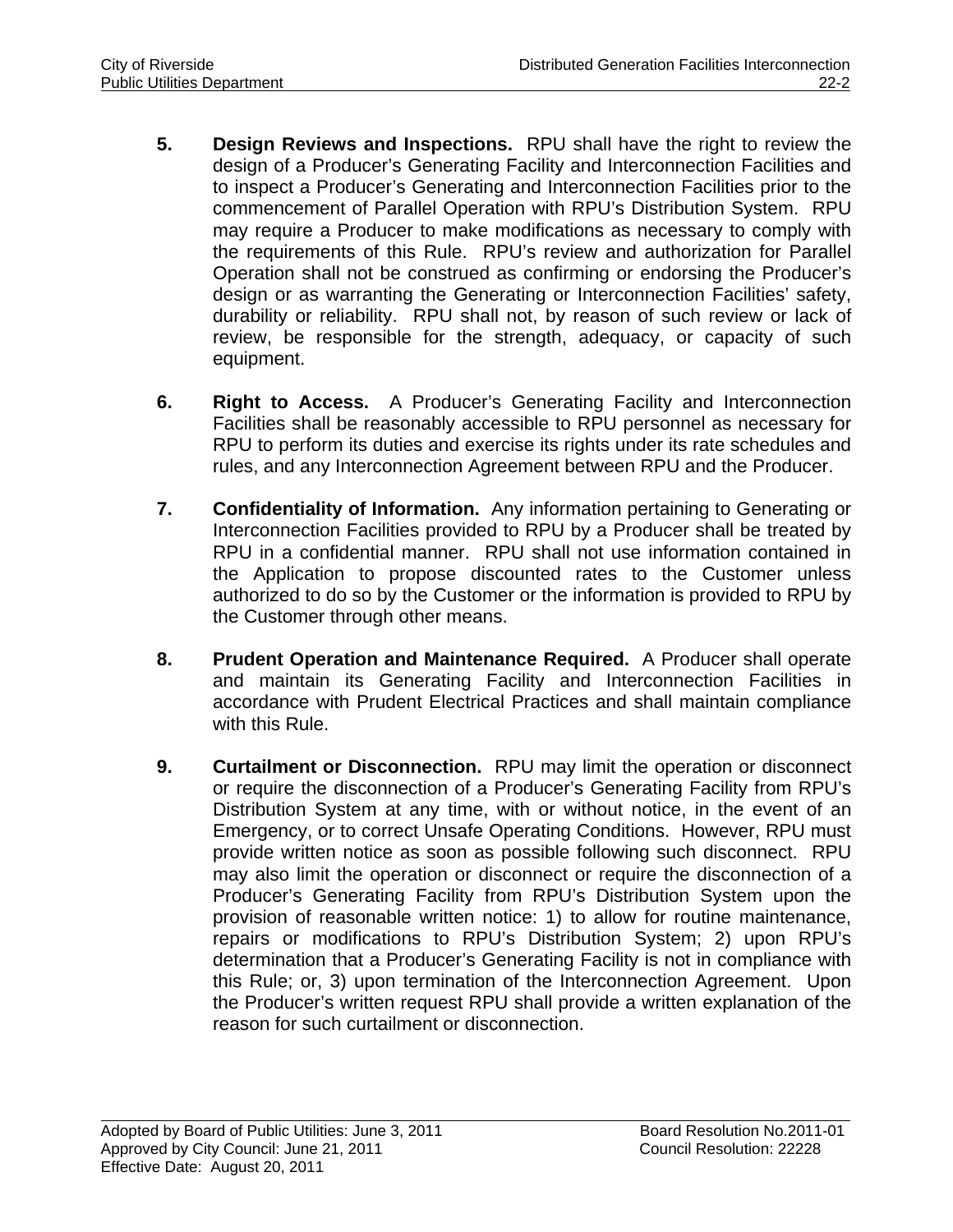5. **Design Reviews and Inspections.** RPU shall have the right to review the design of a Producer's Generating Facility and Interconnection Facilities and to inspect a Producer's Generating and Interconnection Facilities prior to the commencement of Parallel Operation with RPU's Distribution System. RPU may require a Producer to make modifications as necessary to comply with the requirements of this Rule. RPU's review and authorization for Parallel Operation shall not be construed as confirming or endorsing the Producer's design or as warranting the Generating or Interconnection Facilities' safety, durability or reliability. RPU shall not, by reason of such review or lack of review, be responsible for the strength, adequacy, or capacity of such equipment.

6. **Right to Access.** A Producer's Generating Facility and Interconnection Facilities shall be reasonably accessible to RPU personnel as necessary for RPU to perform its duties and exercise its rights under its rate schedules and rules, and any Interconnection Agreement between RPU and the Producer.

7. **Confidentiality of Information.** Any information pertaining to Generating or Interconnection Facilities provided to RPU by a Producer shall be treated by RPU in a confidential manner. RPU shall not use information contained in the Application to propose discounted rates to the Customer unless authorized to do so by the Customer or the information is provided to RPU by the Customer through other means.

8. **Prudent Operation and Maintenance Required.** A Producer shall operate and maintain its Generating Facility and Interconnection Facilities in accordance with Prudent Electrical Practices and shall maintain compliance with this Rule.

9. **Curtailment or Disconnection.** RPU may limit the operation or disconnect or require the disconnection of a Producer's Generating Facility from RPU's Distribution System at any time, with or without notice, in the event of an Emergency, or to correct Unsafe Operating Conditions. However, RPU must provide written notice as soon as possible following such disconnect. RPU may also limit the operation or disconnect or require the disconnection of a Producer's Generating Facility from RPU's Distribution System upon the provision of reasonable written notice: 1) to allow for routine maintenance, repairs or modifications to RPU's Distribution System; 2) upon RPU's determination that a Producer's Generating Facility is not in compliance with this Rule; or, 3) upon termination of the Interconnection Agreement. Upon the Producer's written request RPU shall provide a written explanation of the reason for such curtailment or disconnection.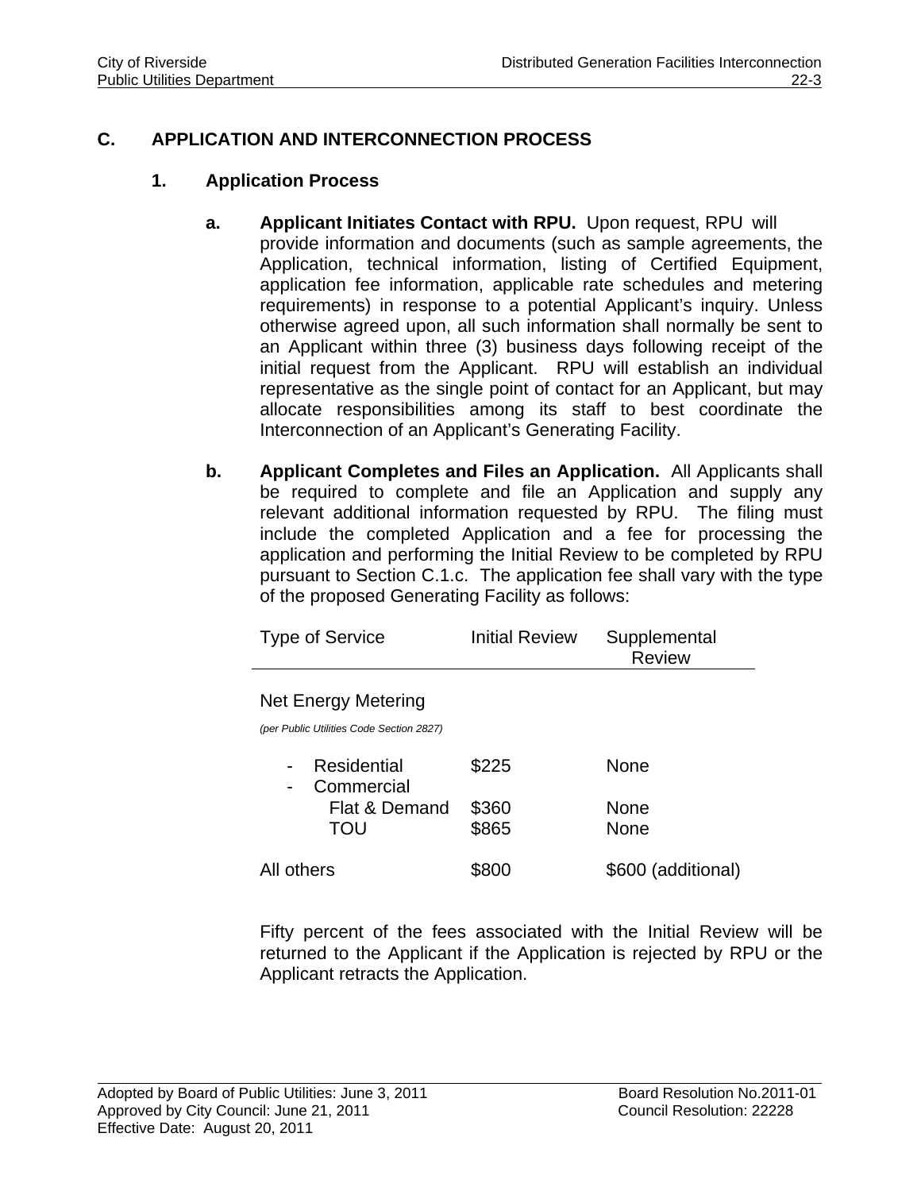## C. APPLICATION AND INTERCONNECTION PROCESS

### 1. Application Process

**a. Applicant Initiates Contact with RPU.** Upon request, RPU will provide information and documents (such as sample agreements, the Application, technical information, listing of Certified Equipment, application fee information, applicable rate schedules and metering requirements) in response to a potential Applicant's inquiry. Unless otherwise agreed upon, all such information shall normally be sent to an Applicant within three (3) business days following receipt of the initial request from the Applicant. RPU will establish an individual representative as the single point of contact for an Applicant, but may allocate responsibilities among its staff to best coordinate the Interconnection of an Applicant's Generating Facility.

**b. Applicant Completes and Files an Application.** All Applicants shall be required to complete and file an Application and supply any relevant additional information requested by RPU. The filing must include the completed Application and a fee for processing the application and performing the Initial Review to be completed by RPU pursuant to Section C.1.c. The application fee shall vary with the type of the proposed Generating Facility as follows:

| Type of Service | Initial Review | Supplemental Review |
|---|---|---|
| Net Energy Metering *(per Public Utilities Code Section 2827)* | | |
| - Residential | $225 | None |
| - Commercial | | |
| Flat & Demand | $360 | None |
| TOU | $865 | None |
| All others | $800 | $600 (additional) |

Fifty percent of the fees associated with the Initial Review will be returned to the Applicant if the Application is rejected by RPU or the Applicant retracts the Application.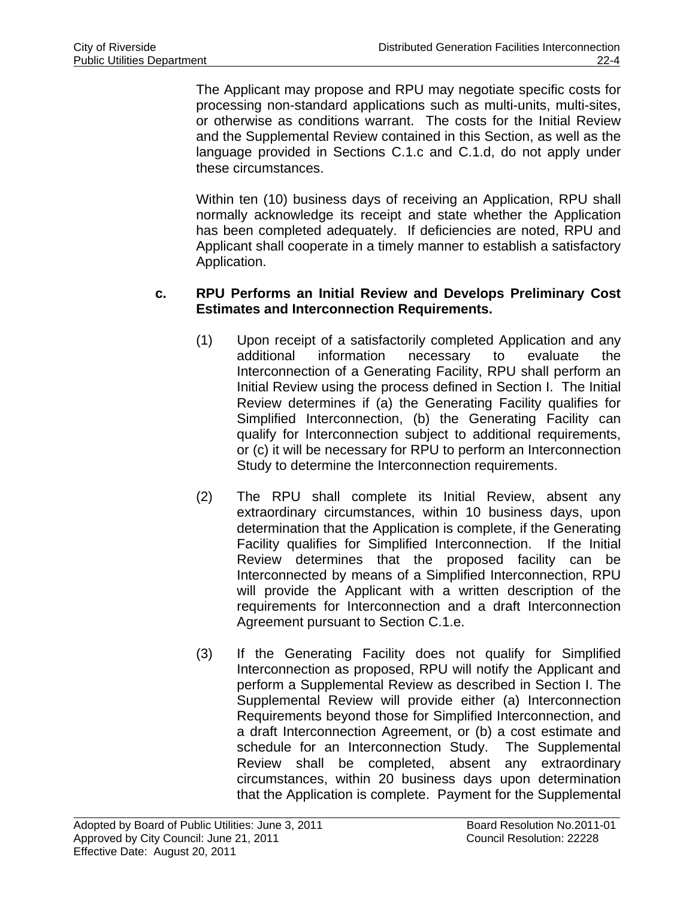The Applicant may propose and RPU may negotiate specific costs for processing non-standard applications such as multi-units, multi-sites, or otherwise as conditions warrant. The costs for the Initial Review and the Supplemental Review contained in this Section, as well as the language provided in Sections C.1.c and C.1.d, do not apply under these circumstances.

Within ten (10) business days of receiving an Application, RPU shall normally acknowledge its receipt and state whether the Application has been completed adequately. If deficiencies are noted, RPU and Applicant shall cooperate in a timely manner to establish a satisfactory Application.

**c. RPU Performs an Initial Review and Develops Preliminary Cost Estimates and Interconnection Requirements.**

(1) Upon receipt of a satisfactorily completed Application and any additional information necessary to evaluate the Interconnection of a Generating Facility, RPU shall perform an Initial Review using the process defined in Section I. The Initial Review determines if (a) the Generating Facility qualifies for Simplified Interconnection, (b) the Generating Facility can qualify for Interconnection subject to additional requirements, or (c) it will be necessary for RPU to perform an Interconnection Study to determine the Interconnection requirements.

(2) The RPU shall complete its Initial Review, absent any extraordinary circumstances, within 10 business days, upon determination that the Application is complete, if the Generating Facility qualifies for Simplified Interconnection. If the Initial Review determines that the proposed facility can be Interconnected by means of a Simplified Interconnection, RPU will provide the Applicant with a written description of the requirements for Interconnection and a draft Interconnection Agreement pursuant to Section C.1.e.

(3) If the Generating Facility does not qualify for Simplified Interconnection as proposed, RPU will notify the Applicant and perform a Supplemental Review as described in Section I. The Supplemental Review will provide either (a) Interconnection Requirements beyond those for Simplified Interconnection, and a draft Interconnection Agreement, or (b) a cost estimate and schedule for an Interconnection Study. The Supplemental Review shall be completed, absent any extraordinary circumstances, within 20 business days upon determination that the Application is complete. Payment for the Supplemental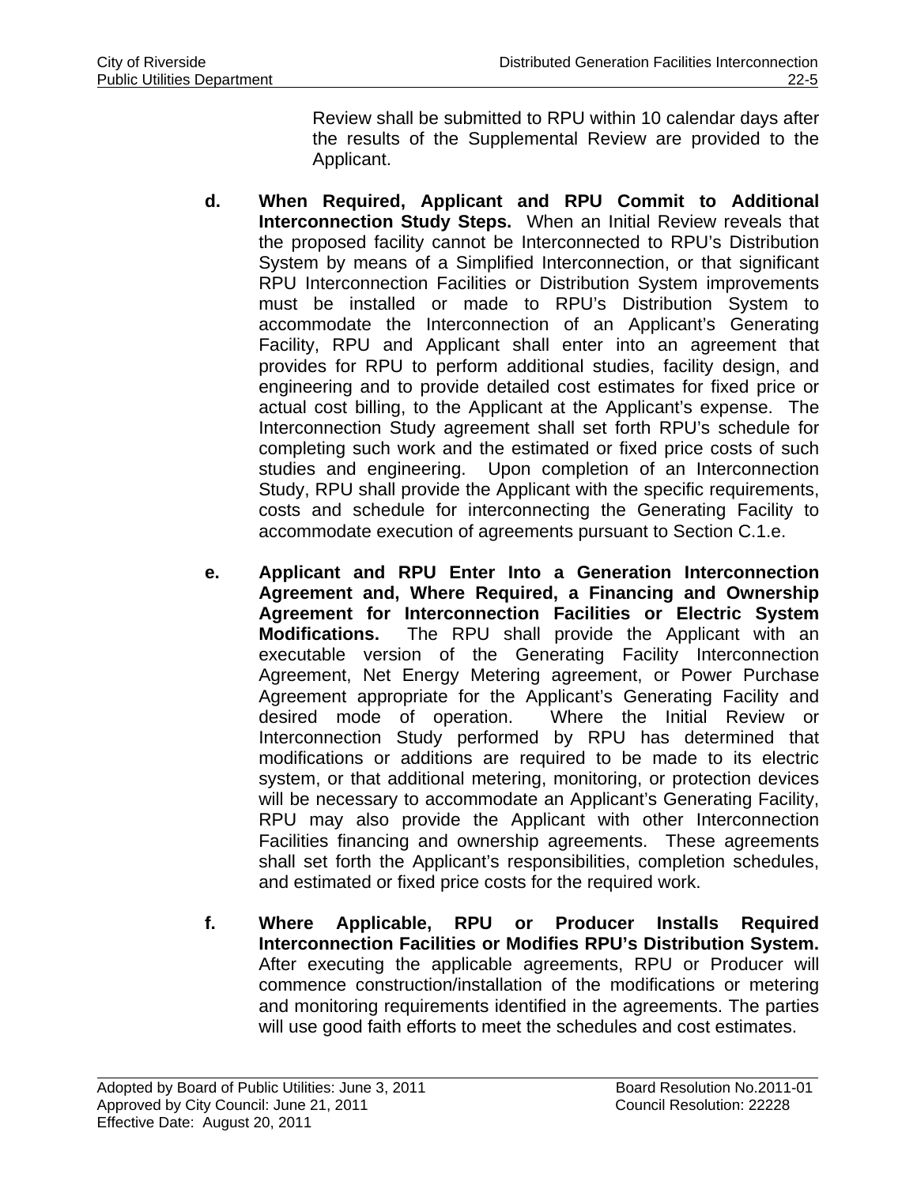Review shall be submitted to RPU within 10 calendar days after the results of the Supplemental Review are provided to the Applicant.

**d. When Required, Applicant and RPU Commit to Additional Interconnection Study Steps.** When an Initial Review reveals that the proposed facility cannot be Interconnected to RPU's Distribution System by means of a Simplified Interconnection, or that significant RPU Interconnection Facilities or Distribution System improvements must be installed or made to RPU's Distribution System to accommodate the Interconnection of an Applicant's Generating Facility, RPU and Applicant shall enter into an agreement that provides for RPU to perform additional studies, facility design, and engineering and to provide detailed cost estimates for fixed price or actual cost billing, to the Applicant at the Applicant's expense. The Interconnection Study agreement shall set forth RPU's schedule for completing such work and the estimated or fixed price costs of such studies and engineering. Upon completion of an Interconnection Study, RPU shall provide the Applicant with the specific requirements, costs and schedule for interconnecting the Generating Facility to accommodate execution of agreements pursuant to Section C.1.e.

**e. Applicant and RPU Enter Into a Generation Interconnection Agreement and, Where Required, a Financing and Ownership Agreement for Interconnection Facilities or Electric System Modifications.** The RPU shall provide the Applicant with an executable version of the Generating Facility Interconnection Agreement, Net Energy Metering agreement, or Power Purchase Agreement appropriate for the Applicant's Generating Facility and desired mode of operation. Where the Initial Review or Interconnection Study performed by RPU has determined that modifications or additions are required to be made to its electric system, or that additional metering, monitoring, or protection devices will be necessary to accommodate an Applicant's Generating Facility, RPU may also provide the Applicant with other Interconnection Facilities financing and ownership agreements. These agreements shall set forth the Applicant's responsibilities, completion schedules, and estimated or fixed price costs for the required work.

**f. Where Applicable, RPU or Producer Installs Required Interconnection Facilities or Modifies RPU's Distribution System.** After executing the applicable agreements, RPU or Producer will commence construction/installation of the modifications or metering and monitoring requirements identified in the agreements. The parties will use good faith efforts to meet the schedules and cost estimates.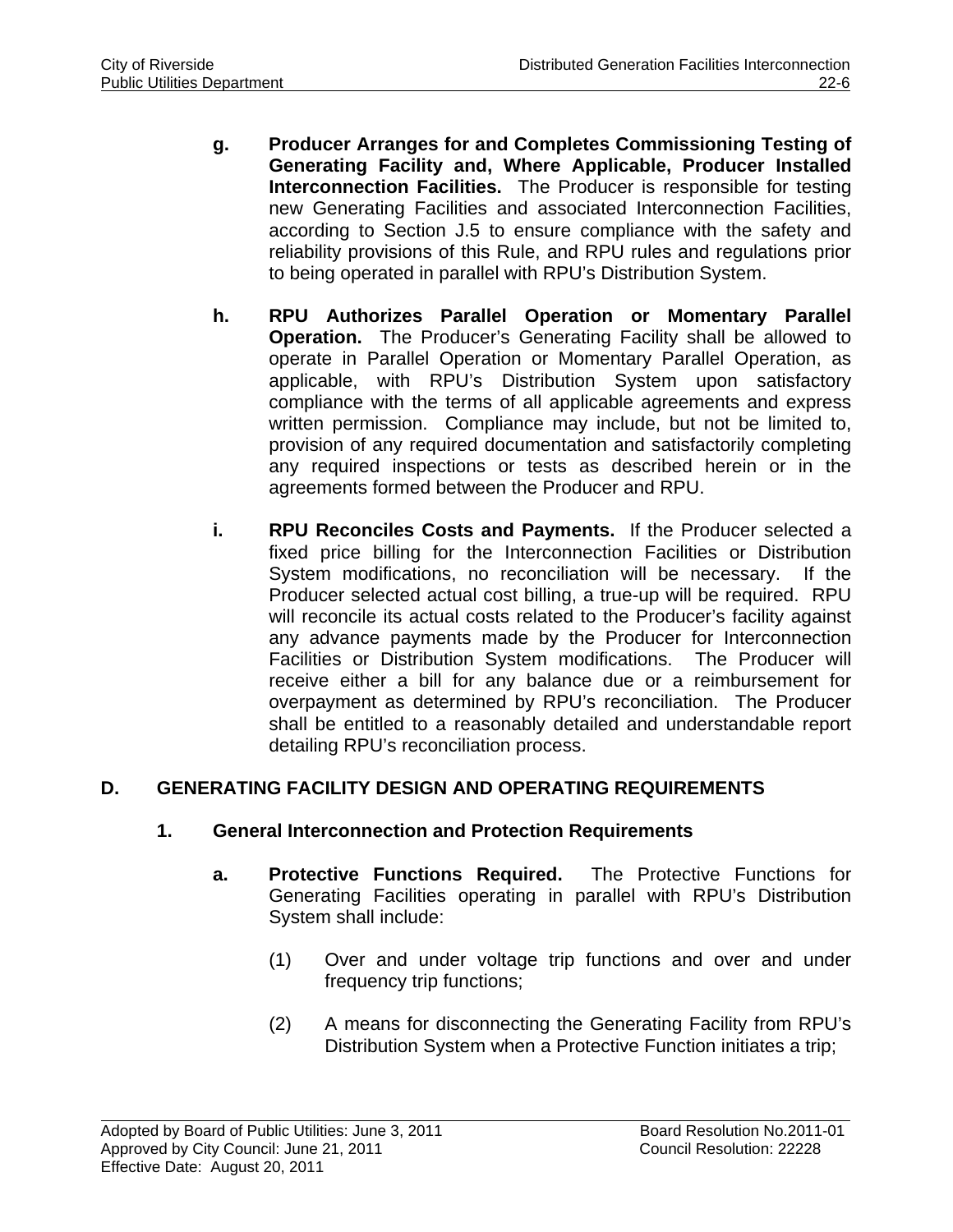**g. Producer Arranges for and Completes Commissioning Testing of Generating Facility and, Where Applicable, Producer Installed Interconnection Facilities.** The Producer is responsible for testing new Generating Facilities and associated Interconnection Facilities, according to Section J.5 to ensure compliance with the safety and reliability provisions of this Rule, and RPU rules and regulations prior to being operated in parallel with RPU's Distribution System.

**h. RPU Authorizes Parallel Operation or Momentary Parallel Operation.** The Producer's Generating Facility shall be allowed to operate in Parallel Operation or Momentary Parallel Operation, as applicable, with RPU's Distribution System upon satisfactory compliance with the terms of all applicable agreements and express written permission. Compliance may include, but not be limited to, provision of any required documentation and satisfactorily completing any required inspections or tests as described herein or in the agreements formed between the Producer and RPU.

**i. RPU Reconciles Costs and Payments.** If the Producer selected a fixed price billing for the Interconnection Facilities or Distribution System modifications, no reconciliation will be necessary. If the Producer selected actual cost billing, a true-up will be required. RPU will reconcile its actual costs related to the Producer's facility against any advance payments made by the Producer for Interconnection Facilities or Distribution System modifications. The Producer will receive either a bill for any balance due or a reimbursement for overpayment as determined by RPU's reconciliation. The Producer shall be entitled to a reasonably detailed and understandable report detailing RPU's reconciliation process.

## D. GENERATING FACILITY DESIGN AND OPERATING REQUIREMENTS

### 1. General Interconnection and Protection Requirements

**a. Protective Functions Required.** The Protective Functions for Generating Facilities operating in parallel with RPU's Distribution System shall include:

(1) Over and under voltage trip functions and over and under frequency trip functions;

(2) A means for disconnecting the Generating Facility from RPU's Distribution System when a Protective Function initiates a trip;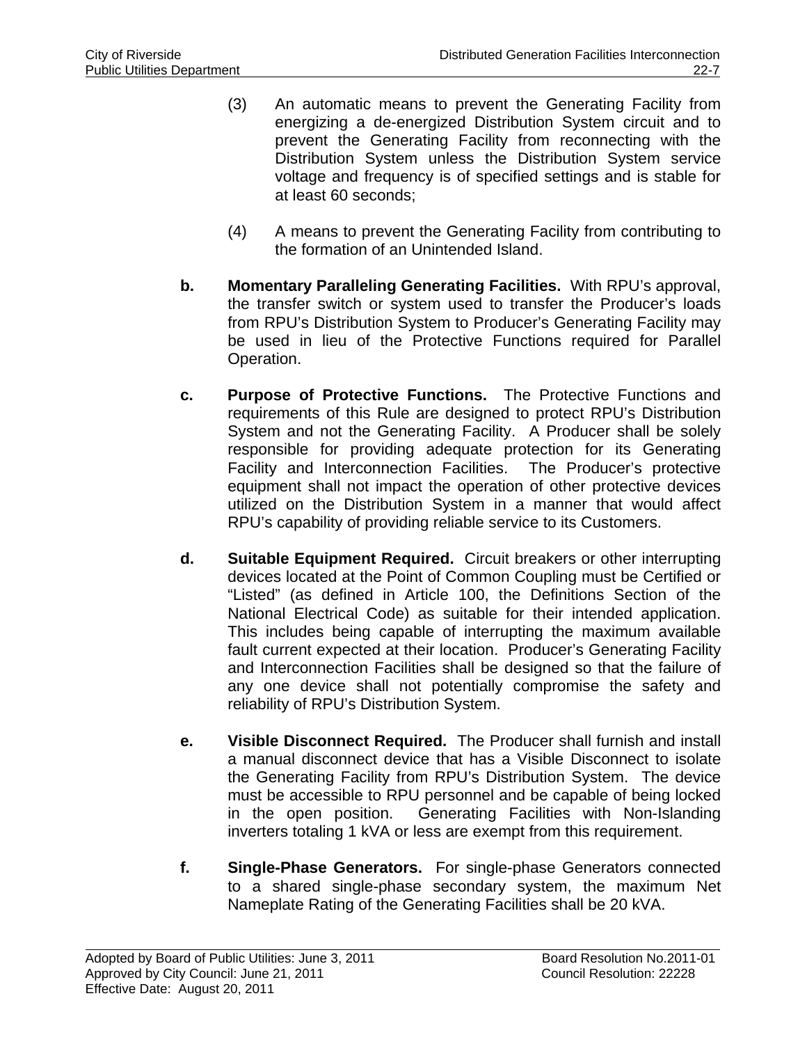(3) An automatic means to prevent the Generating Facility from energizing a de-energized Distribution System circuit and to prevent the Generating Facility from reconnecting with the Distribution System unless the Distribution System service voltage and frequency is of specified settings and is stable for at least 60 seconds;

(4) A means to prevent the Generating Facility from contributing to the formation of an Unintended Island.

**b. Momentary Paralleling Generating Facilities.** With RPU's approval, the transfer switch or system used to transfer the Producer's loads from RPU's Distribution System to Producer's Generating Facility may be used in lieu of the Protective Functions required for Parallel Operation.

**c. Purpose of Protective Functions.** The Protective Functions and requirements of this Rule are designed to protect RPU's Distribution System and not the Generating Facility. A Producer shall be solely responsible for providing adequate protection for its Generating Facility and Interconnection Facilities. The Producer's protective equipment shall not impact the operation of other protective devices utilized on the Distribution System in a manner that would affect RPU's capability of providing reliable service to its Customers.

**d. Suitable Equipment Required.** Circuit breakers or other interrupting devices located at the Point of Common Coupling must be Certified or "Listed" (as defined in Article 100, the Definitions Section of the National Electrical Code) as suitable for their intended application. This includes being capable of interrupting the maximum available fault current expected at their location. Producer's Generating Facility and Interconnection Facilities shall be designed so that the failure of any one device shall not potentially compromise the safety and reliability of RPU's Distribution System.

**e. Visible Disconnect Required.** The Producer shall furnish and install a manual disconnect device that has a Visible Disconnect to isolate the Generating Facility from RPU's Distribution System. The device must be accessible to RPU personnel and be capable of being locked in the open position. Generating Facilities with Non-Islanding inverters totaling 1 kVA or less are exempt from this requirement.

**f. Single-Phase Generators.** For single-phase Generators connected to a shared single-phase secondary system, the maximum Net Nameplate Rating of the Generating Facilities shall be 20 kVA.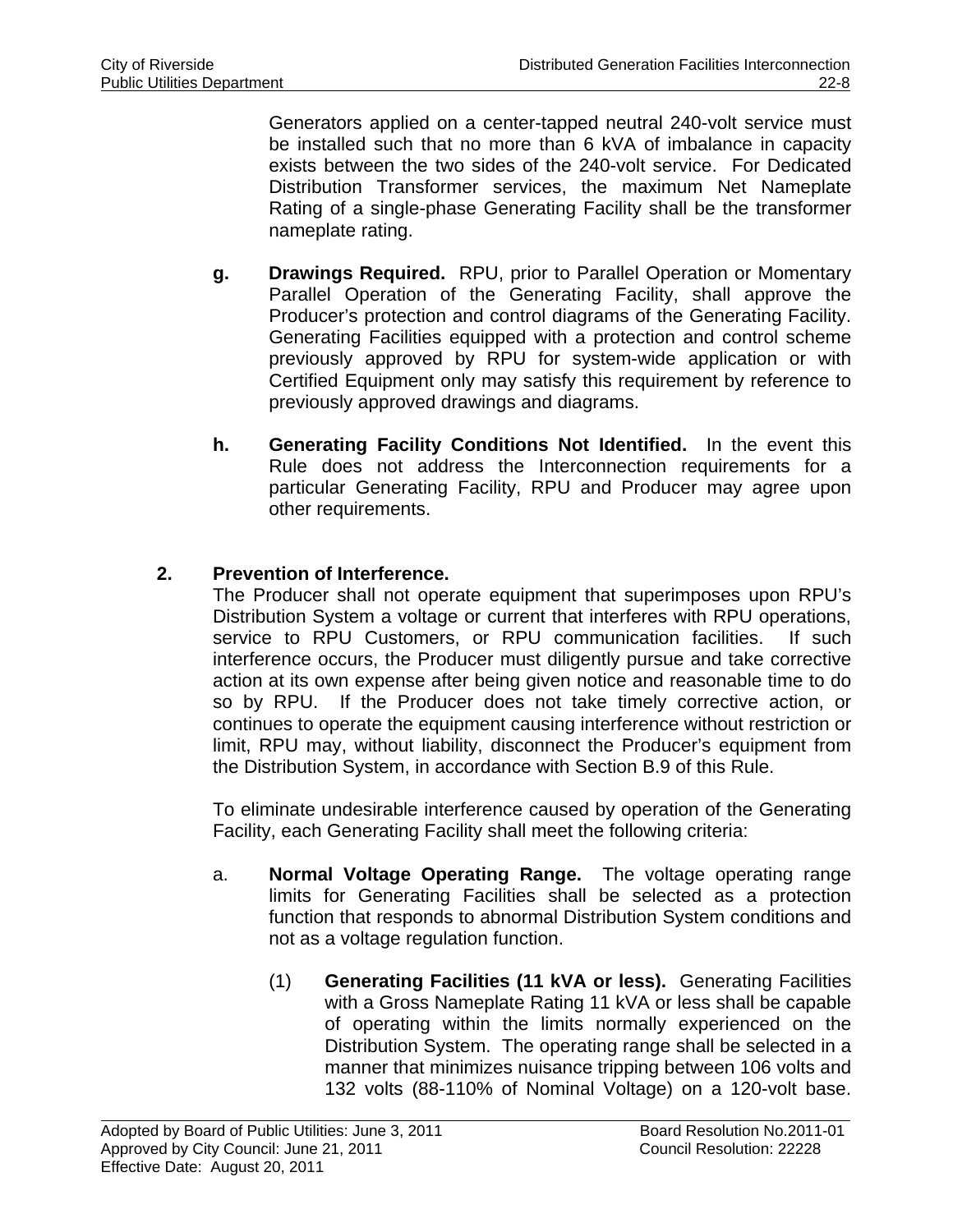Generators applied on a center-tapped neutral 240-volt service must be installed such that no more than 6 kVA of imbalance in capacity exists between the two sides of the 240-volt service. For Dedicated Distribution Transformer services, the maximum Net Nameplate Rating of a single-phase Generating Facility shall be the transformer nameplate rating.

**g. Drawings Required.** RPU, prior to Parallel Operation or Momentary Parallel Operation of the Generating Facility, shall approve the Producer's protection and control diagrams of the Generating Facility. Generating Facilities equipped with a protection and control scheme previously approved by RPU for system-wide application or with Certified Equipment only may satisfy this requirement by reference to previously approved drawings and diagrams.

**h. Generating Facility Conditions Not Identified.** In the event this Rule does not address the Interconnection requirements for a particular Generating Facility, RPU and Producer may agree upon other requirements.

## 2. Prevention of Interference.

The Producer shall not operate equipment that superimposes upon RPU's Distribution System a voltage or current that interferes with RPU operations, service to RPU Customers, or RPU communication facilities. If such interference occurs, the Producer must diligently pursue and take corrective action at its own expense after being given notice and reasonable time to do so by RPU. If the Producer does not take timely corrective action, or continues to operate the equipment causing interference without restriction or limit, RPU may, without liability, disconnect the Producer's equipment from the Distribution System, in accordance with Section B.9 of this Rule.

To eliminate undesirable interference caused by operation of the Generating Facility, each Generating Facility shall meet the following criteria:

a. **Normal Voltage Operating Range.** The voltage operating range limits for Generating Facilities shall be selected as a protection function that responds to abnormal Distribution System conditions and not as a voltage regulation function.

(1) **Generating Facilities (11 kVA or less).** Generating Facilities with a Gross Nameplate Rating 11 kVA or less shall be capable of operating within the limits normally experienced on the Distribution System. The operating range shall be selected in a manner that minimizes nuisance tripping between 106 volts and 132 volts (88-110% of Nominal Voltage) on a 120-volt base.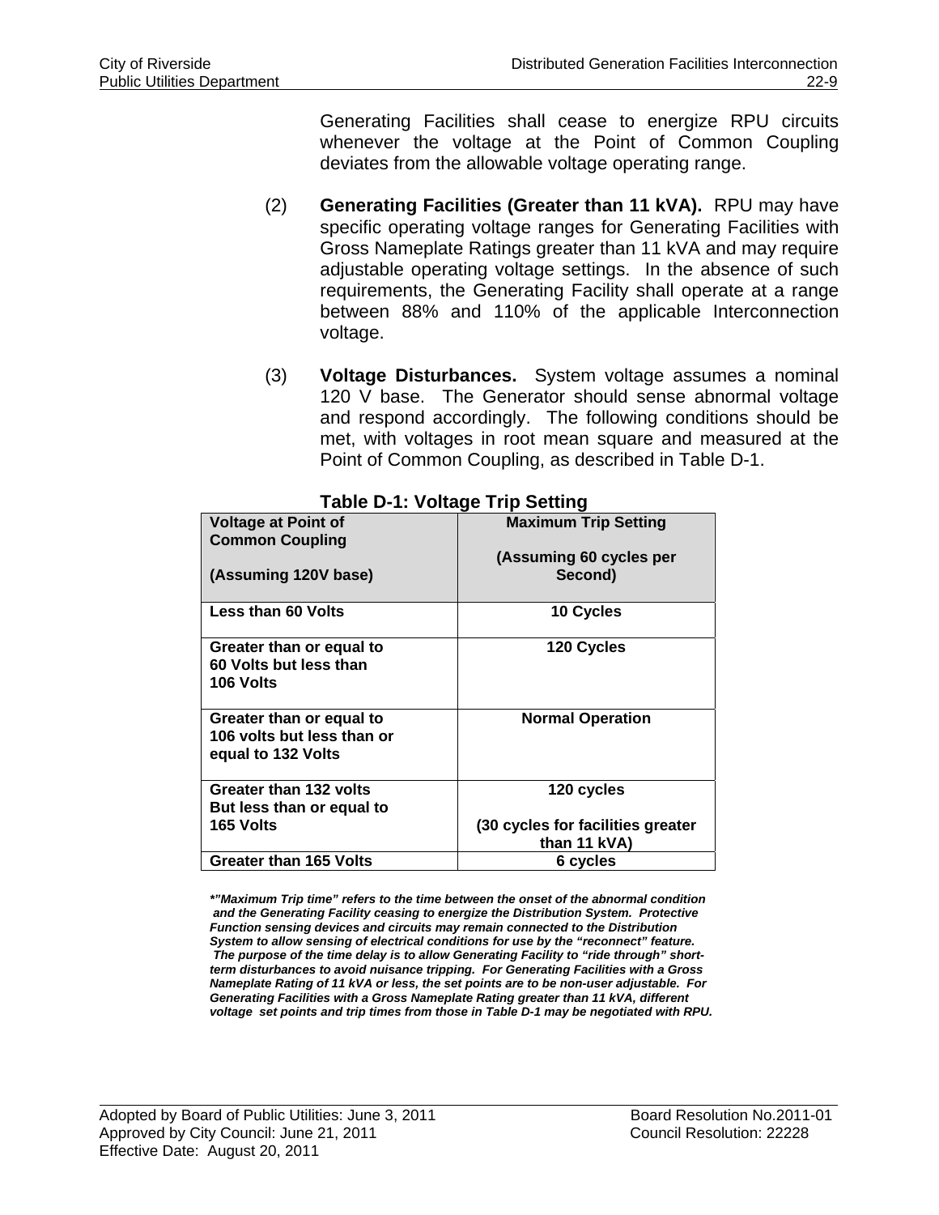Generating Facilities shall cease to energize RPU circuits whenever the voltage at the Point of Common Coupling deviates from the allowable voltage operating range.

(2) **Generating Facilities (Greater than 11 kVA).** RPU may have specific operating voltage ranges for Generating Facilities with Gross Nameplate Ratings greater than 11 kVA and may require adjustable operating voltage settings. In the absence of such requirements, the Generating Facility shall operate at a range between 88% and 110% of the applicable Interconnection voltage.

(3) **Voltage Disturbances.** System voltage assumes a nominal 120 V base. The Generator should sense abnormal voltage and respond accordingly. The following conditions should be met, with voltages in root mean square and measured at the Point of Common Coupling, as described in Table D-1.

**Table D-1: Voltage Trip Setting**

| Voltage at Point of Common Coupling (Assuming 120V base) | Maximum Trip Setting (Assuming 60 cycles per Second) |
|---|---|
| Less than 60 Volts | 10 Cycles |
| Greater than or equal to 60 Volts but less than 106 Volts | 120 Cycles |
| Greater than or equal to 106 volts but less than or equal to 132 Volts | Normal Operation |
| Greater than 132 volts But less than or equal to 165 Volts | 120 cycles (30 cycles for facilities greater than 11 kVA) |
| Greater than 165 Volts | 6 cycles |

***"Maximum Trip time" refers to the time between the onset of the abnormal condition and the Generating Facility ceasing to energize the Distribution System. Protective Function sensing devices and circuits may remain connected to the Distribution System to allow sensing of electrical conditions for use by the "reconnect" feature. The purpose of the time delay is to allow Generating Facility to "ride through" short-term disturbances to avoid nuisance tripping. For Generating Facilities with a Gross Nameplate Rating of 11 kVA or less, the set points are to be non-user adjustable. For Generating Facilities with a Gross Nameplate Rating greater than 11 kVA, different voltage set points and trip times from those in Table D-1 may be negotiated with RPU.***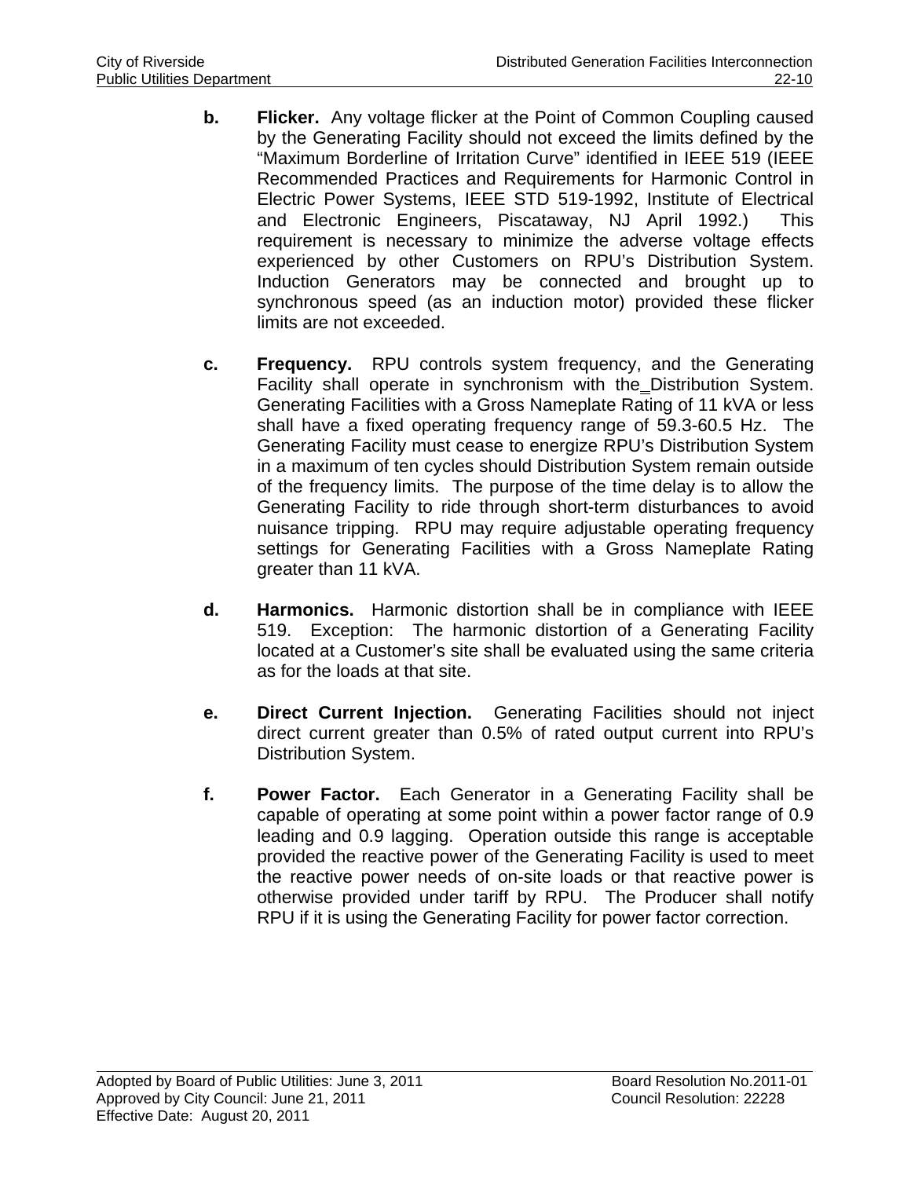**b. Flicker.** Any voltage flicker at the Point of Common Coupling caused by the Generating Facility should not exceed the limits defined by the "Maximum Borderline of Irritation Curve" identified in IEEE 519 (IEEE Recommended Practices and Requirements for Harmonic Control in Electric Power Systems, IEEE STD 519-1992, Institute of Electrical and Electronic Engineers, Piscataway, NJ April 1992.) This requirement is necessary to minimize the adverse voltage effects experienced by other Customers on RPU's Distribution System. Induction Generators may be connected and brought up to synchronous speed (as an induction motor) provided these flicker limits are not exceeded.

**c. Frequency.** RPU controls system frequency, and the Generating Facility shall operate in synchronism with the Distribution System. Generating Facilities with a Gross Nameplate Rating of 11 kVA or less shall have a fixed operating frequency range of 59.3-60.5 Hz. The Generating Facility must cease to energize RPU's Distribution System in a maximum of ten cycles should Distribution System remain outside of the frequency limits. The purpose of the time delay is to allow the Generating Facility to ride through short-term disturbances to avoid nuisance tripping. RPU may require adjustable operating frequency settings for Generating Facilities with a Gross Nameplate Rating greater than 11 kVA.

**d. Harmonics.** Harmonic distortion shall be in compliance with IEEE 519. Exception: The harmonic distortion of a Generating Facility located at a Customer's site shall be evaluated using the same criteria as for the loads at that site.

**e. Direct Current Injection.** Generating Facilities should not inject direct current greater than 0.5% of rated output current into RPU's Distribution System.

**f. Power Factor.** Each Generator in a Generating Facility shall be capable of operating at some point within a power factor range of 0.9 leading and 0.9 lagging. Operation outside this range is acceptable provided the reactive power of the Generating Facility is used to meet the reactive power needs of on-site loads or that reactive power is otherwise provided under tariff by RPU. The Producer shall notify RPU if it is using the Generating Facility for power factor correction.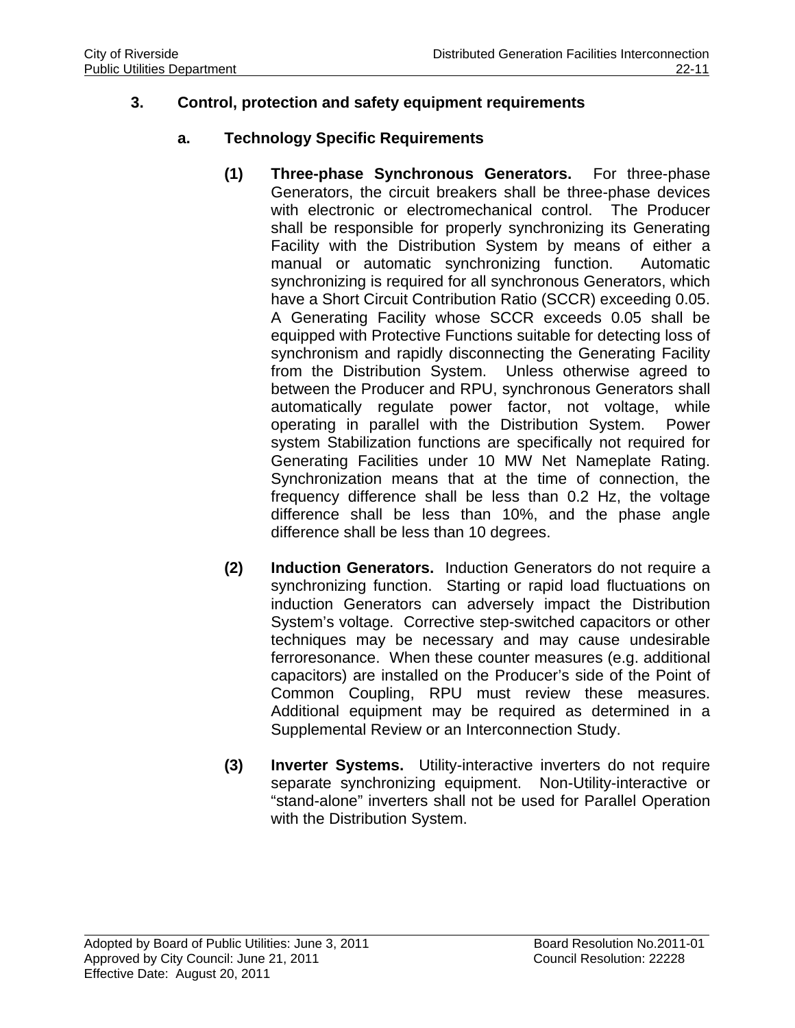### 3. Control, protection and safety equipment requirements

#### a. Technology Specific Requirements

**(1) Three-phase Synchronous Generators.** For three-phase Generators, the circuit breakers shall be three-phase devices with electronic or electromechanical control. The Producer shall be responsible for properly synchronizing its Generating Facility with the Distribution System by means of either a manual or automatic synchronizing function. Automatic synchronizing is required for all synchronous Generators, which have a Short Circuit Contribution Ratio (SCCR) exceeding 0.05. A Generating Facility whose SCCR exceeds 0.05 shall be equipped with Protective Functions suitable for detecting loss of synchronism and rapidly disconnecting the Generating Facility from the Distribution System. Unless otherwise agreed to between the Producer and RPU, synchronous Generators shall automatically regulate power factor, not voltage, while operating in parallel with the Distribution System. Power system Stabilization functions are specifically not required for Generating Facilities under 10 MW Net Nameplate Rating. Synchronization means that at the time of connection, the frequency difference shall be less than 0.2 Hz, the voltage difference shall be less than 10%, and the phase angle difference shall be less than 10 degrees.

**(2) Induction Generators.** Induction Generators do not require a synchronizing function. Starting or rapid load fluctuations on induction Generators can adversely impact the Distribution System's voltage. Corrective step-switched capacitors or other techniques may be necessary and may cause undesirable ferroresonance. When these counter measures (e.g. additional capacitors) are installed on the Producer's side of the Point of Common Coupling, RPU must review these measures. Additional equipment may be required as determined in a Supplemental Review or an Interconnection Study.

**(3) Inverter Systems.** Utility-interactive inverters do not require separate synchronizing equipment. Non-Utility-interactive or "stand-alone" inverters shall not be used for Parallel Operation with the Distribution System.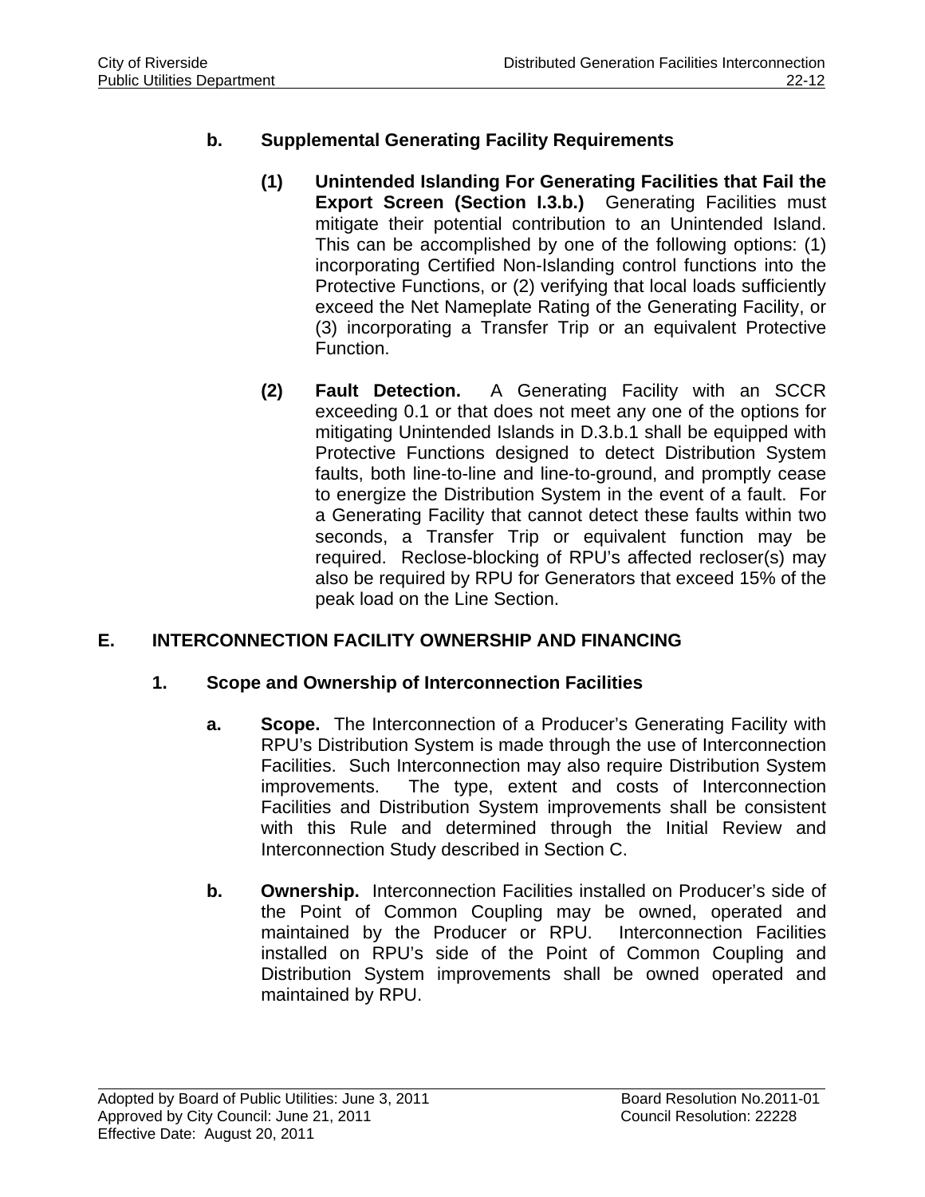**b. Supplemental Generating Facility Requirements**

**(1) Unintended Islanding For Generating Facilities that Fail the Export Screen (Section I.3.b.)** Generating Facilities must mitigate their potential contribution to an Unintended Island. This can be accomplished by one of the following options: (1) incorporating Certified Non-Islanding control functions into the Protective Functions, or (2) verifying that local loads sufficiently exceed the Net Nameplate Rating of the Generating Facility, or (3) incorporating a Transfer Trip or an equivalent Protective Function.

**(2) Fault Detection.** A Generating Facility with an SCCR exceeding 0.1 or that does not meet any one of the options for mitigating Unintended Islands in D.3.b.1 shall be equipped with Protective Functions designed to detect Distribution System faults, both line-to-line and line-to-ground, and promptly cease to energize the Distribution System in the event of a fault. For a Generating Facility that cannot detect these faults within two seconds, a Transfer Trip or equivalent function may be required. Reclose-blocking of RPU's affected recloser(s) may also be required by RPU for Generators that exceed 15% of the peak load on the Line Section.

## E. INTERCONNECTION FACILITY OWNERSHIP AND FINANCING

### 1. Scope and Ownership of Interconnection Facilities

**a. Scope.** The Interconnection of a Producer's Generating Facility with RPU's Distribution System is made through the use of Interconnection Facilities. Such Interconnection may also require Distribution System improvements. The type, extent and costs of Interconnection Facilities and Distribution System improvements shall be consistent with this Rule and determined through the Initial Review and Interconnection Study described in Section C.

**b. Ownership.** Interconnection Facilities installed on Producer's side of the Point of Common Coupling may be owned, operated and maintained by the Producer or RPU. Interconnection Facilities installed on RPU's side of the Point of Common Coupling and Distribution System improvements shall be owned operated and maintained by RPU.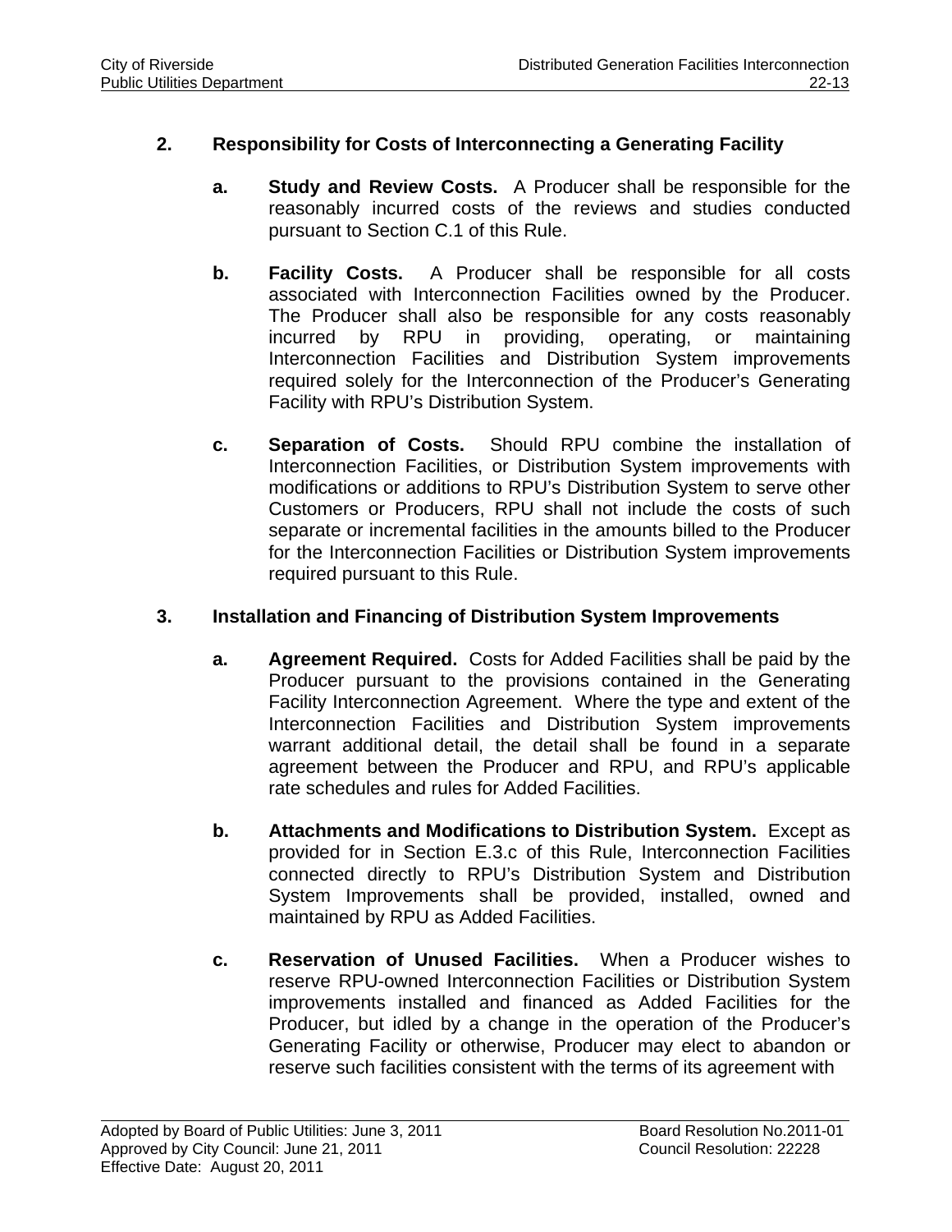### 2. Responsibility for Costs of Interconnecting a Generating Facility

**a. Study and Review Costs.** A Producer shall be responsible for the reasonably incurred costs of the reviews and studies conducted pursuant to Section C.1 of this Rule.

**b. Facility Costs.** A Producer shall be responsible for all costs associated with Interconnection Facilities owned by the Producer. The Producer shall also be responsible for any costs reasonably incurred by RPU in providing, operating, or maintaining Interconnection Facilities and Distribution System improvements required solely for the Interconnection of the Producer's Generating Facility with RPU's Distribution System.

**c. Separation of Costs.** Should RPU combine the installation of Interconnection Facilities, or Distribution System improvements with modifications or additions to RPU's Distribution System to serve other Customers or Producers, RPU shall not include the costs of such separate or incremental facilities in the amounts billed to the Producer for the Interconnection Facilities or Distribution System improvements required pursuant to this Rule.

### 3. Installation and Financing of Distribution System Improvements

**a. Agreement Required.** Costs for Added Facilities shall be paid by the Producer pursuant to the provisions contained in the Generating Facility Interconnection Agreement. Where the type and extent of the Interconnection Facilities and Distribution System improvements warrant additional detail, the detail shall be found in a separate agreement between the Producer and RPU, and RPU's applicable rate schedules and rules for Added Facilities.

**b. Attachments and Modifications to Distribution System.** Except as provided for in Section E.3.c of this Rule, Interconnection Facilities connected directly to RPU's Distribution System and Distribution System Improvements shall be provided, installed, owned and maintained by RPU as Added Facilities.

**c. Reservation of Unused Facilities.** When a Producer wishes to reserve RPU-owned Interconnection Facilities or Distribution System improvements installed and financed as Added Facilities for the Producer, but idled by a change in the operation of the Producer's Generating Facility or otherwise, Producer may elect to abandon or reserve such facilities consistent with the terms of its agreement with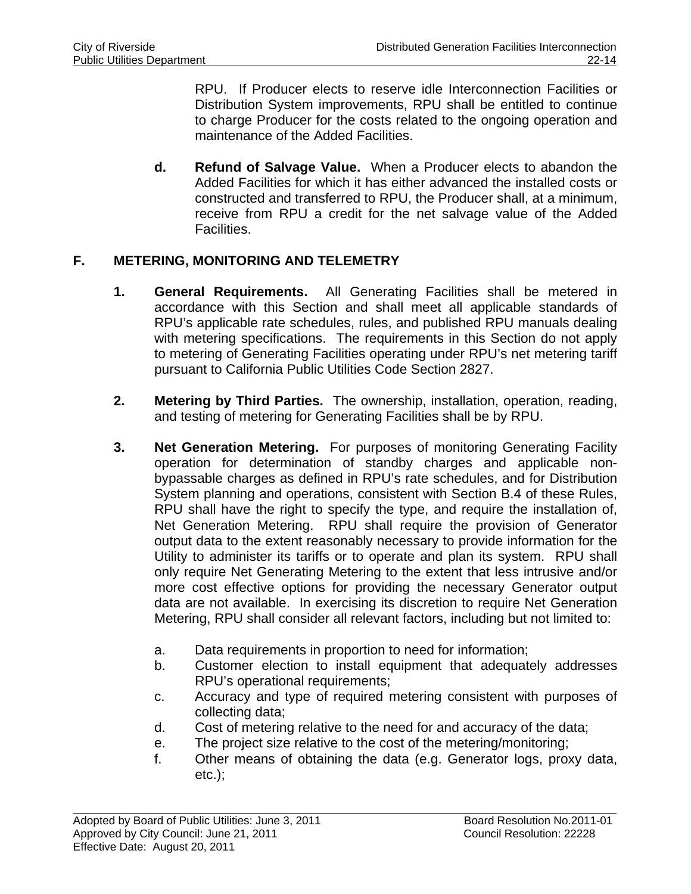RPU. If Producer elects to reserve idle Interconnection Facilities or Distribution System improvements, RPU shall be entitled to continue to charge Producer for the costs related to the ongoing operation and maintenance of the Added Facilities.

**d. Refund of Salvage Value.** When a Producer elects to abandon the Added Facilities for which it has either advanced the installed costs or constructed and transferred to RPU, the Producer shall, at a minimum, receive from RPU a credit for the net salvage value of the Added Facilities.

## F. METERING, MONITORING AND TELEMETRY

**1. General Requirements.** All Generating Facilities shall be metered in accordance with this Section and shall meet all applicable standards of RPU's applicable rate schedules, rules, and published RPU manuals dealing with metering specifications. The requirements in this Section do not apply to metering of Generating Facilities operating under RPU's net metering tariff pursuant to California Public Utilities Code Section 2827.

**2. Metering by Third Parties.** The ownership, installation, operation, reading, and testing of metering for Generating Facilities shall be by RPU.

**3. Net Generation Metering.** For purposes of monitoring Generating Facility operation for determination of standby charges and applicable non-bypassable charges as defined in RPU's rate schedules, and for Distribution System planning and operations, consistent with Section B.4 of these Rules, RPU shall have the right to specify the type, and require the installation of, Net Generation Metering. RPU shall require the provision of Generator output data to the extent reasonably necessary to provide information for the Utility to administer its tariffs or to operate and plan its system. RPU shall only require Net Generating Metering to the extent that less intrusive and/or more cost effective options for providing the necessary Generator output data are not available. In exercising its discretion to require Net Generation Metering, RPU shall consider all relevant factors, including but not limited to:

a. Data requirements in proportion to need for information;
b. Customer election to install equipment that adequately addresses RPU's operational requirements;
c. Accuracy and type of required metering consistent with purposes of collecting data;
d. Cost of metering relative to the need for and accuracy of the data;
e. The project size relative to the cost of the metering/monitoring;
f. Other means of obtaining the data (e.g. Generator logs, proxy data, etc.);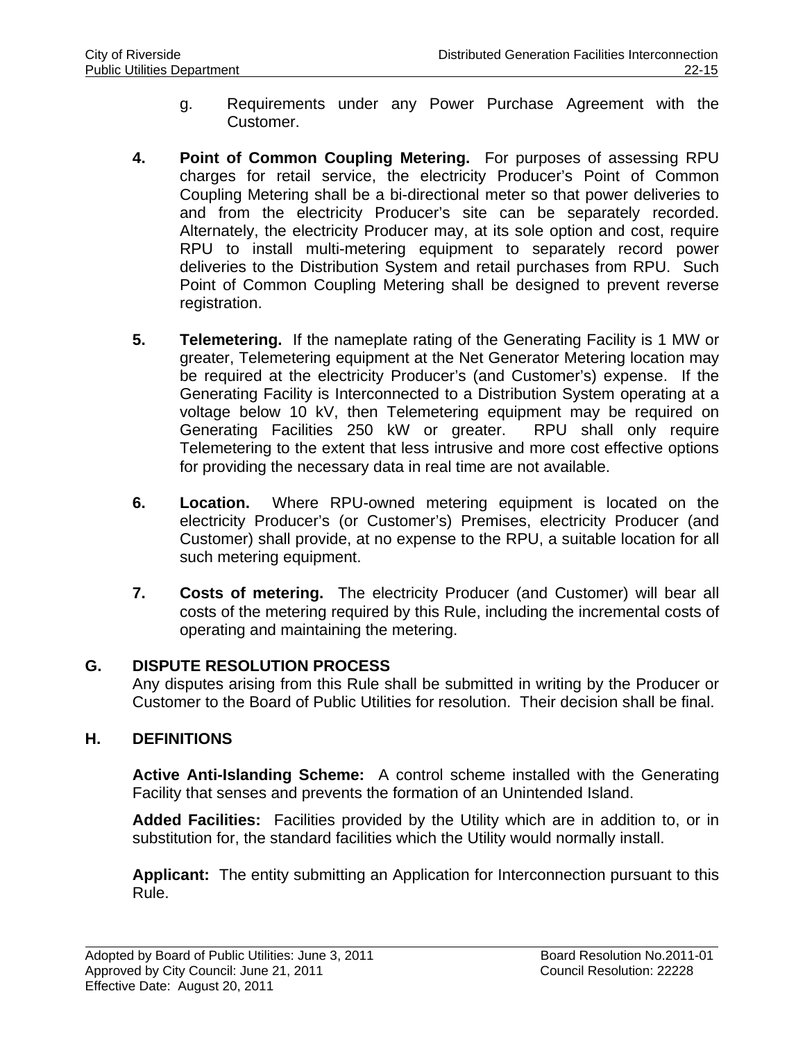g. Requirements under any Power Purchase Agreement with the Customer.

**4. Point of Common Coupling Metering.** For purposes of assessing RPU charges for retail service, the electricity Producer's Point of Common Coupling Metering shall be a bi-directional meter so that power deliveries to and from the electricity Producer's site can be separately recorded. Alternately, the electricity Producer may, at its sole option and cost, require RPU to install multi-metering equipment to separately record power deliveries to the Distribution System and retail purchases from RPU. Such Point of Common Coupling Metering shall be designed to prevent reverse registration.

**5. Telemetering.** If the nameplate rating of the Generating Facility is 1 MW or greater, Telemetering equipment at the Net Generator Metering location may be required at the electricity Producer's (and Customer's) expense. If the Generating Facility is Interconnected to a Distribution System operating at a voltage below 10 kV, then Telemetering equipment may be required on Generating Facilities 250 kW or greater. RPU shall only require Telemetering to the extent that less intrusive and more cost effective options for providing the necessary data in real time are not available.

**6. Location.** Where RPU-owned metering equipment is located on the electricity Producer's (or Customer's) Premises, electricity Producer (and Customer) shall provide, at no expense to the RPU, a suitable location for all such metering equipment.

**7. Costs of metering.** The electricity Producer (and Customer) will bear all costs of the metering required by this Rule, including the incremental costs of operating and maintaining the metering.

## G. DISPUTE RESOLUTION PROCESS

Any disputes arising from this Rule shall be submitted in writing by the Producer or Customer to the Board of Public Utilities for resolution. Their decision shall be final.

## H. DEFINITIONS

**Active Anti-Islanding Scheme:** A control scheme installed with the Generating Facility that senses and prevents the formation of an Unintended Island.

**Added Facilities:** Facilities provided by the Utility which are in addition to, or in substitution for, the standard facilities which the Utility would normally install.

**Applicant:** The entity submitting an Application for Interconnection pursuant to this Rule.

Adopted by Board of Public Utilities: June 3, 2011 Board Resolution No.2011-01
Approved by City Council: June 21, 2011 Council Resolution: 22228
Effective Date: August 20, 2011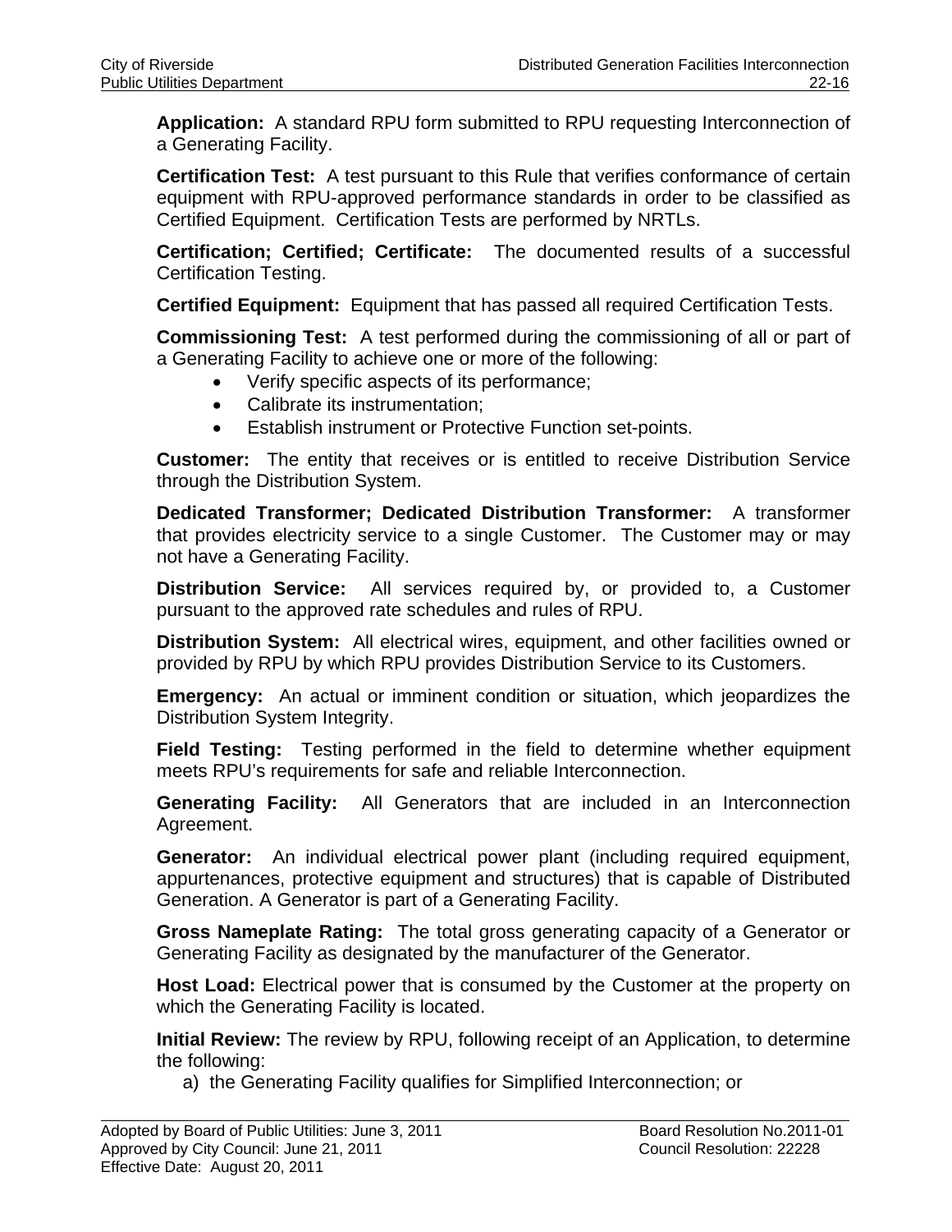**Application:** A standard RPU form submitted to RPU requesting Interconnection of a Generating Facility.

**Certification Test:** A test pursuant to this Rule that verifies conformance of certain equipment with RPU-approved performance standards in order to be classified as Certified Equipment. Certification Tests are performed by NRTLs.

**Certification; Certified; Certificate:** The documented results of a successful Certification Testing.

**Certified Equipment:** Equipment that has passed all required Certification Tests.

**Commissioning Test:** A test performed during the commissioning of all or part of a Generating Facility to achieve one or more of the following:

- Verify specific aspects of its performance;
- Calibrate its instrumentation;
- Establish instrument or Protective Function set-points.

**Customer:** The entity that receives or is entitled to receive Distribution Service through the Distribution System.

**Dedicated Transformer; Dedicated Distribution Transformer:** A transformer that provides electricity service to a single Customer. The Customer may or may not have a Generating Facility.

**Distribution Service:** All services required by, or provided to, a Customer pursuant to the approved rate schedules and rules of RPU.

**Distribution System:** All electrical wires, equipment, and other facilities owned or provided by RPU by which RPU provides Distribution Service to its Customers.

**Emergency:** An actual or imminent condition or situation, which jeopardizes the Distribution System Integrity.

**Field Testing:** Testing performed in the field to determine whether equipment meets RPU's requirements for safe and reliable Interconnection.

**Generating Facility:** All Generators that are included in an Interconnection Agreement.

**Generator:** An individual electrical power plant (including required equipment, appurtenances, protective equipment and structures) that is capable of Distributed Generation. A Generator is part of a Generating Facility.

**Gross Nameplate Rating:** The total gross generating capacity of a Generator or Generating Facility as designated by the manufacturer of the Generator.

**Host Load:** Electrical power that is consumed by the Customer at the property on which the Generating Facility is located.

**Initial Review:** The review by RPU, following receipt of an Application, to determine the following:

a) the Generating Facility qualifies for Simplified Interconnection; or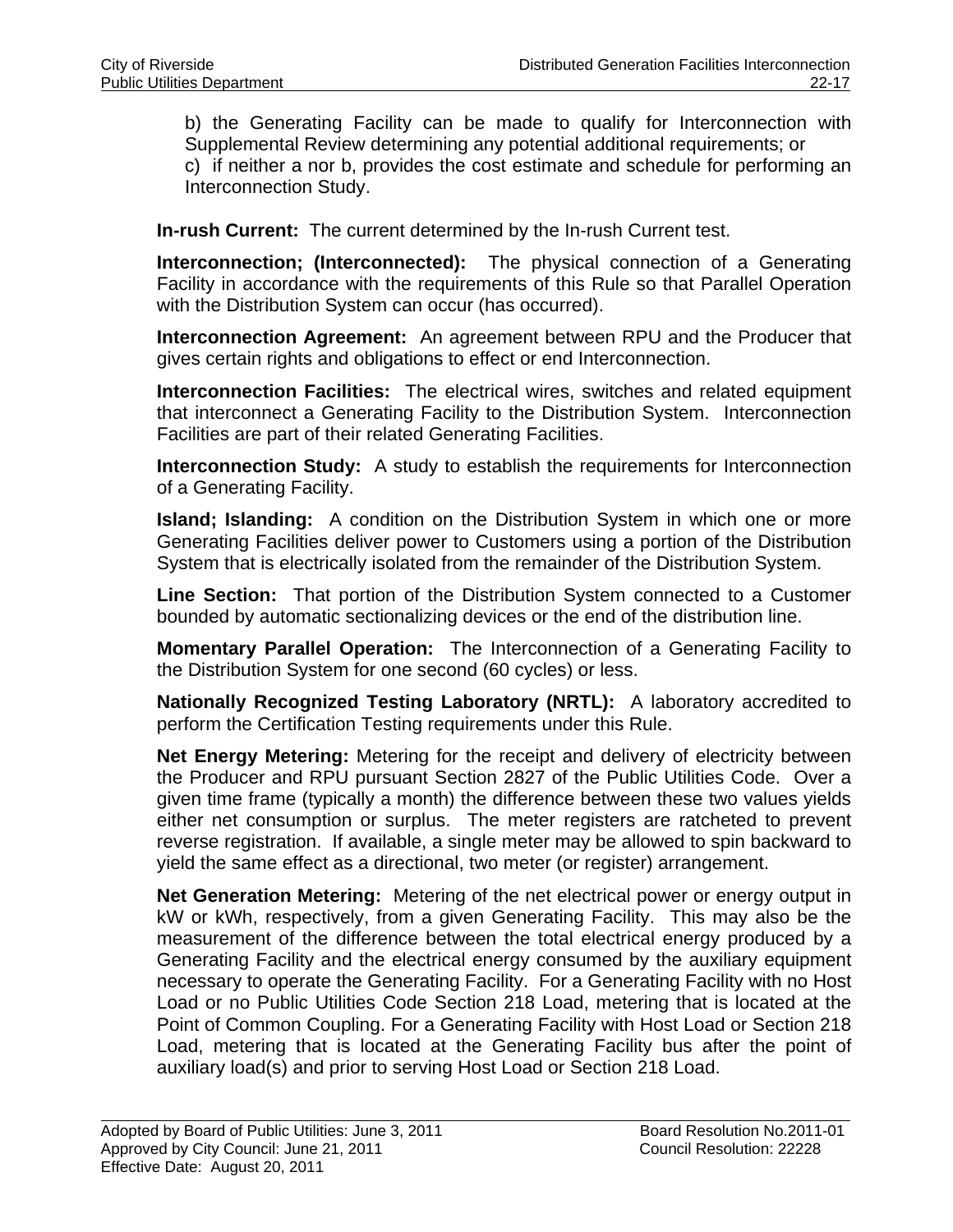b) the Generating Facility can be made to qualify for Interconnection with Supplemental Review determining any potential additional requirements; or

c) if neither a nor b, provides the cost estimate and schedule for performing an Interconnection Study.

**In-rush Current:** The current determined by the In-rush Current test.

**Interconnection; (Interconnected):** The physical connection of a Generating Facility in accordance with the requirements of this Rule so that Parallel Operation with the Distribution System can occur (has occurred).

**Interconnection Agreement:** An agreement between RPU and the Producer that gives certain rights and obligations to effect or end Interconnection.

**Interconnection Facilities:** The electrical wires, switches and related equipment that interconnect a Generating Facility to the Distribution System. Interconnection Facilities are part of their related Generating Facilities.

**Interconnection Study:** A study to establish the requirements for Interconnection of a Generating Facility.

**Island; Islanding:** A condition on the Distribution System in which one or more Generating Facilities deliver power to Customers using a portion of the Distribution System that is electrically isolated from the remainder of the Distribution System.

**Line Section:** That portion of the Distribution System connected to a Customer bounded by automatic sectionalizing devices or the end of the distribution line.

**Momentary Parallel Operation:** The Interconnection of a Generating Facility to the Distribution System for one second (60 cycles) or less.

**Nationally Recognized Testing Laboratory (NRTL):** A laboratory accredited to perform the Certification Testing requirements under this Rule.

**Net Energy Metering:** Metering for the receipt and delivery of electricity between the Producer and RPU pursuant Section 2827 of the Public Utilities Code. Over a given time frame (typically a month) the difference between these two values yields either net consumption or surplus. The meter registers are ratcheted to prevent reverse registration. If available, a single meter may be allowed to spin backward to yield the same effect as a directional, two meter (or register) arrangement.

**Net Generation Metering:** Metering of the net electrical power or energy output in kW or kWh, respectively, from a given Generating Facility. This may also be the measurement of the difference between the total electrical energy produced by a Generating Facility and the electrical energy consumed by the auxiliary equipment necessary to operate the Generating Facility. For a Generating Facility with no Host Load or no Public Utilities Code Section 218 Load, metering that is located at the Point of Common Coupling. For a Generating Facility with Host Load or Section 218 Load, metering that is located at the Generating Facility bus after the point of auxiliary load(s) and prior to serving Host Load or Section 218 Load.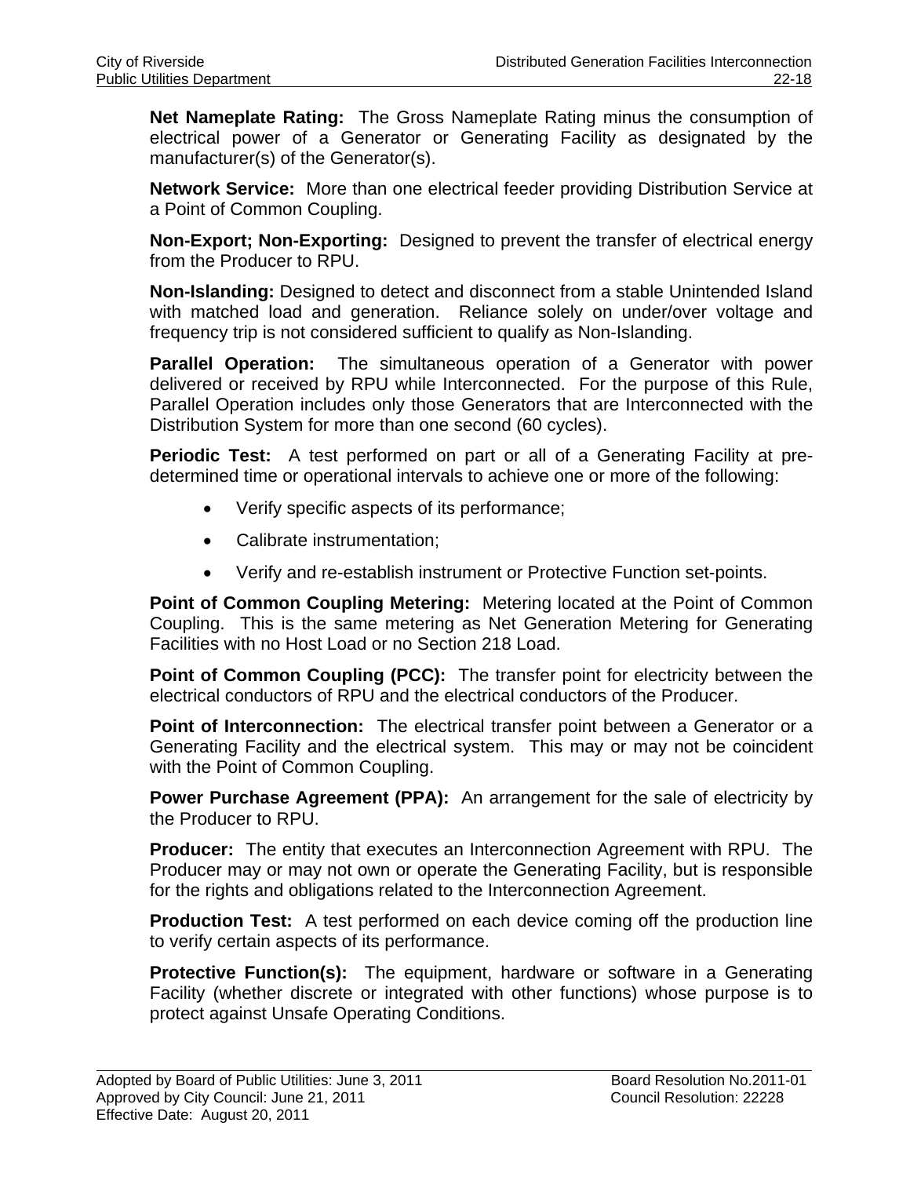**Net Nameplate Rating:** The Gross Nameplate Rating minus the consumption of electrical power of a Generator or Generating Facility as designated by the manufacturer(s) of the Generator(s).

**Network Service:** More than one electrical feeder providing Distribution Service at a Point of Common Coupling.

**Non-Export; Non-Exporting:** Designed to prevent the transfer of electrical energy from the Producer to RPU.

**Non-Islanding:** Designed to detect and disconnect from a stable Unintended Island with matched load and generation. Reliance solely on under/over voltage and frequency trip is not considered sufficient to qualify as Non-Islanding.

**Parallel Operation:** The simultaneous operation of a Generator with power delivered or received by RPU while Interconnected. For the purpose of this Rule, Parallel Operation includes only those Generators that are Interconnected with the Distribution System for more than one second (60 cycles).

**Periodic Test:** A test performed on part or all of a Generating Facility at pre-determined time or operational intervals to achieve one or more of the following:

- Verify specific aspects of its performance;
- Calibrate instrumentation;
- Verify and re-establish instrument or Protective Function set-points.

**Point of Common Coupling Metering:** Metering located at the Point of Common Coupling. This is the same metering as Net Generation Metering for Generating Facilities with no Host Load or no Section 218 Load.

**Point of Common Coupling (PCC):** The transfer point for electricity between the electrical conductors of RPU and the electrical conductors of the Producer.

**Point of Interconnection:** The electrical transfer point between a Generator or a Generating Facility and the electrical system. This may or may not be coincident with the Point of Common Coupling.

**Power Purchase Agreement (PPA):** An arrangement for the sale of electricity by the Producer to RPU.

**Producer:** The entity that executes an Interconnection Agreement with RPU. The Producer may or may not own or operate the Generating Facility, but is responsible for the rights and obligations related to the Interconnection Agreement.

**Production Test:** A test performed on each device coming off the production line to verify certain aspects of its performance.

**Protective Function(s):** The equipment, hardware or software in a Generating Facility (whether discrete or integrated with other functions) whose purpose is to protect against Unsafe Operating Conditions.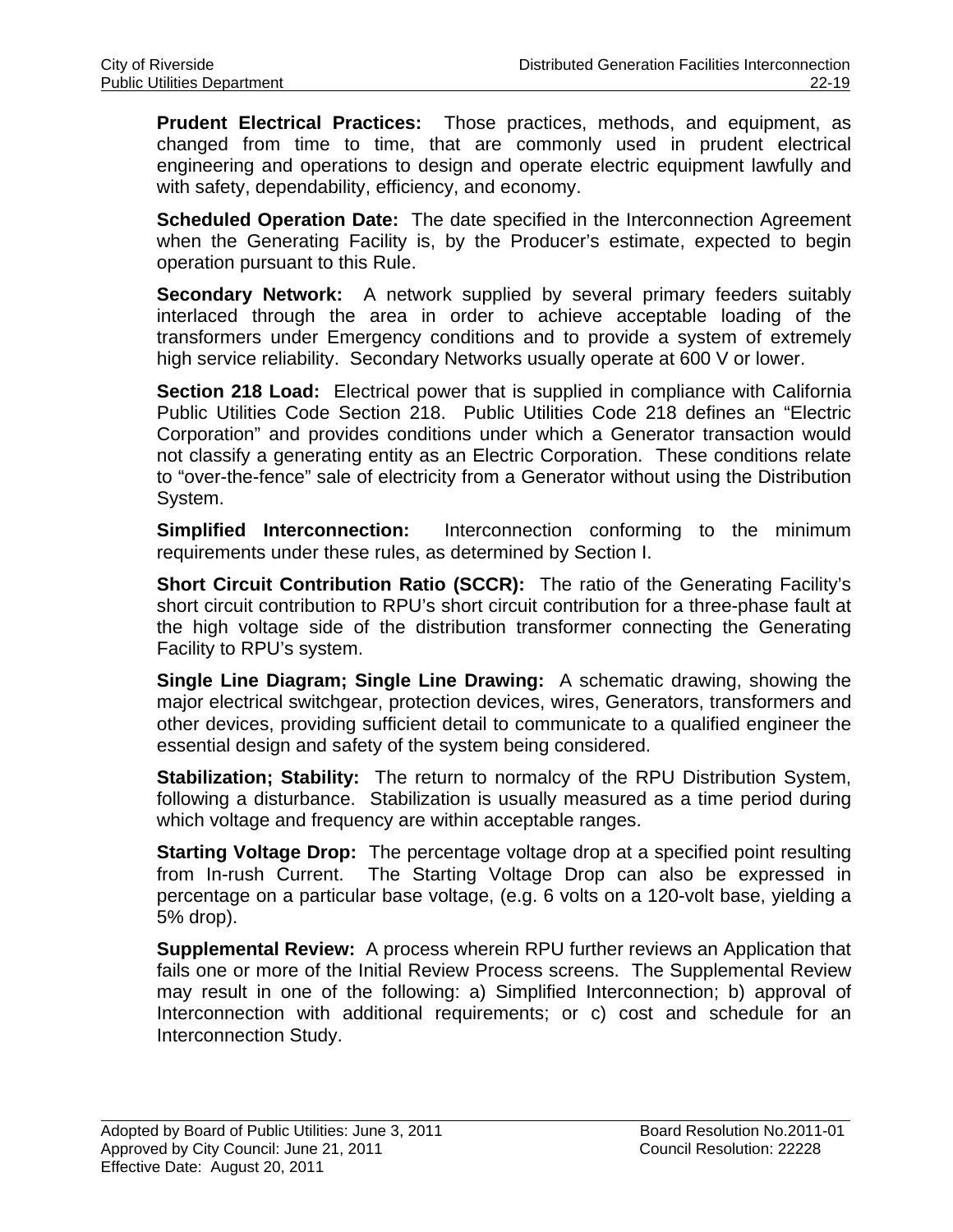**Prudent Electrical Practices:** Those practices, methods, and equipment, as changed from time to time, that are commonly used in prudent electrical engineering and operations to design and operate electric equipment lawfully and with safety, dependability, efficiency, and economy.

**Scheduled Operation Date:** The date specified in the Interconnection Agreement when the Generating Facility is, by the Producer's estimate, expected to begin operation pursuant to this Rule.

**Secondary Network:** A network supplied by several primary feeders suitably interlaced through the area in order to achieve acceptable loading of the transformers under Emergency conditions and to provide a system of extremely high service reliability. Secondary Networks usually operate at 600 V or lower.

**Section 218 Load:** Electrical power that is supplied in compliance with California Public Utilities Code Section 218. Public Utilities Code 218 defines an "Electric Corporation" and provides conditions under which a Generator transaction would not classify a generating entity as an Electric Corporation. These conditions relate to "over-the-fence" sale of electricity from a Generator without using the Distribution System.

**Simplified Interconnection:** Interconnection conforming to the minimum requirements under these rules, as determined by Section I.

**Short Circuit Contribution Ratio (SCCR):** The ratio of the Generating Facility's short circuit contribution to RPU's short circuit contribution for a three-phase fault at the high voltage side of the distribution transformer connecting the Generating Facility to RPU's system.

**Single Line Diagram; Single Line Drawing:** A schematic drawing, showing the major electrical switchgear, protection devices, wires, Generators, transformers and other devices, providing sufficient detail to communicate to a qualified engineer the essential design and safety of the system being considered.

**Stabilization; Stability:** The return to normalcy of the RPU Distribution System, following a disturbance. Stabilization is usually measured as a time period during which voltage and frequency are within acceptable ranges.

**Starting Voltage Drop:** The percentage voltage drop at a specified point resulting from In-rush Current. The Starting Voltage Drop can also be expressed in percentage on a particular base voltage, (e.g. 6 volts on a 120-volt base, yielding a 5% drop).

**Supplemental Review:** A process wherein RPU further reviews an Application that fails one or more of the Initial Review Process screens. The Supplemental Review may result in one of the following: a) Simplified Interconnection; b) approval of Interconnection with additional requirements; or c) cost and schedule for an Interconnection Study.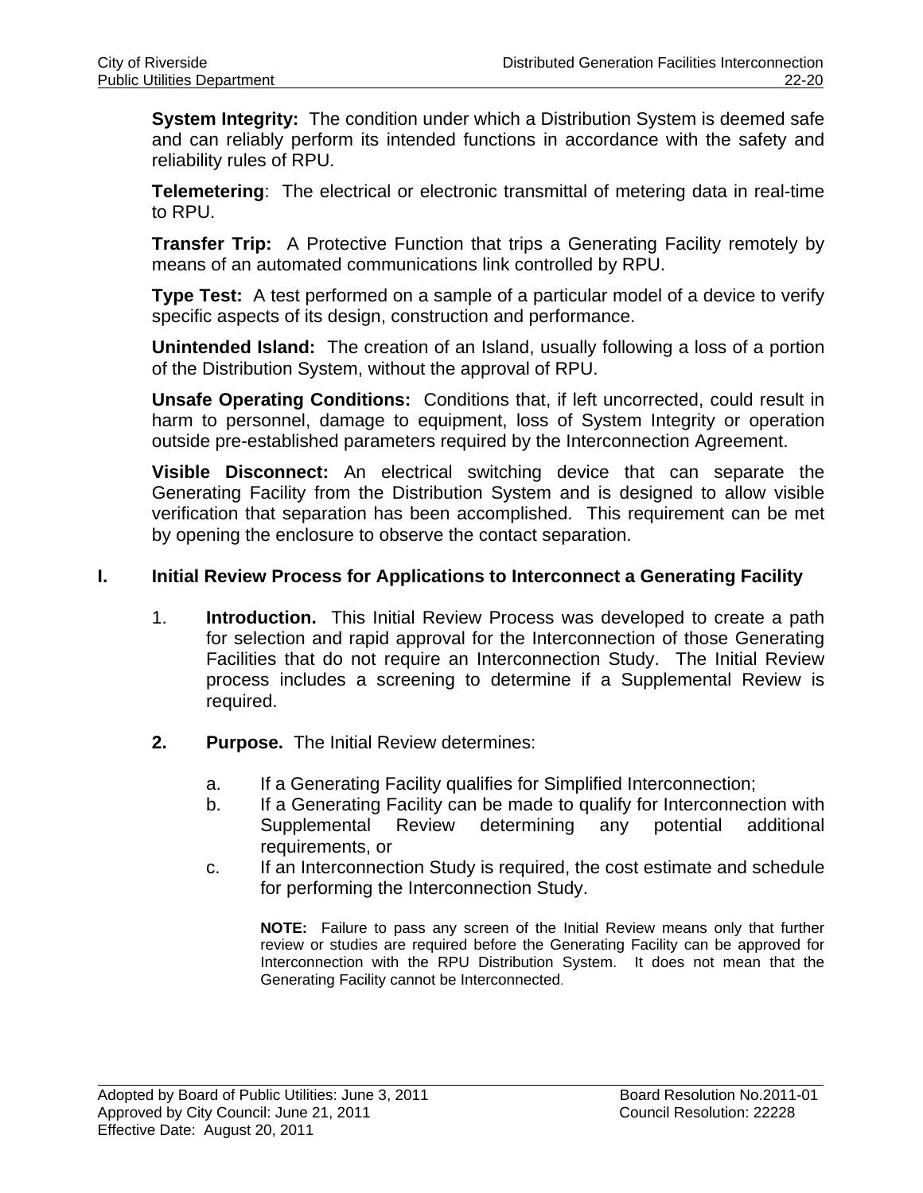**System Integrity:** The condition under which a Distribution System is deemed safe and can reliably perform its intended functions in accordance with the safety and reliability rules of RPU.

**Telemetering**: The electrical or electronic transmittal of metering data in real-time to RPU.

**Transfer Trip:** A Protective Function that trips a Generating Facility remotely by means of an automated communications link controlled by RPU.

**Type Test:** A test performed on a sample of a particular model of a device to verify specific aspects of its design, construction and performance.

**Unintended Island:** The creation of an Island, usually following a loss of a portion of the Distribution System, without the approval of RPU.

**Unsafe Operating Conditions:** Conditions that, if left uncorrected, could result in harm to personnel, damage to equipment, loss of System Integrity or operation outside pre-established parameters required by the Interconnection Agreement.

**Visible Disconnect:** An electrical switching device that can separate the Generating Facility from the Distribution System and is designed to allow visible verification that separation has been accomplished. This requirement can be met by opening the enclosure to observe the contact separation.

## I. Initial Review Process for Applications to Interconnect a Generating Facility

1. **Introduction.** This Initial Review Process was developed to create a path for selection and rapid approval for the Interconnection of those Generating Facilities that do not require an Interconnection Study. The Initial Review process includes a screening to determine if a Supplemental Review is required.

2. **Purpose.** The Initial Review determines:

   a. If a Generating Facility qualifies for Simplified Interconnection;

   b. If a Generating Facility can be made to qualify for Interconnection with Supplemental Review determining any potential additional requirements, or

   c. If an Interconnection Study is required, the cost estimate and schedule for performing the Interconnection Study.

   **NOTE:** Failure to pass any screen of the Initial Review means only that further review or studies are required before the Generating Facility can be approved for Interconnection with the RPU Distribution System. It does not mean that the Generating Facility cannot be Interconnected.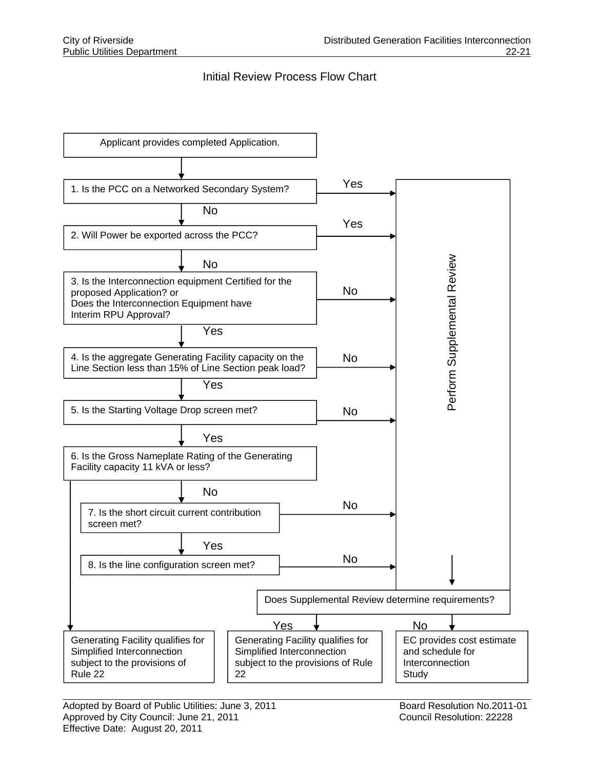## Initial Review Process Flow Chart

Applicant provides completed Application.

1. Is the PCC on a Networked Secondary System?
   - Yes → Perform Supplemental Review
   - No → 2
2. Will Power be exported across the PCC?
   - Yes → Perform Supplemental Review
   - No → 3
3. Is the Interconnection equipment Certified for the proposed Application? or Does the Interconnection Equipment have Interim RPU Approval?
   - No → Perform Supplemental Review
   - Yes → 4
4. Is the aggregate Generating Facility capacity on the Line Section less than 15% of Line Section peak load?
   - No → Perform Supplemental Review
   - Yes → 5
5. Is the Starting Voltage Drop screen met?
   - No → Perform Supplemental Review
   - Yes → 6
6. Is the Gross Nameplate Rating of the Generating Facility capacity 11 kVA or less?
   - Yes → Generating Facility qualifies for Simplified Interconnection subject to the provisions of Rule 22
   - No → 7
7. Is the short circuit current contribution screen met?
   - No → Perform Supplemental Review
   - Yes → 8
8. Is the line configuration screen met?
   - No → Perform Supplemental Review

Perform Supplemental Review → Does Supplemental Review determine requirements?

- Yes → Generating Facility qualifies for Simplified Interconnection subject to the provisions of Rule 22
- No → EC provides cost estimate and schedule for Interconnection Study

Adopted by Board of Public Utilities: June 3, 2011
Approved by City Council: June 21, 2011
Effective Date: August 20, 2011

Board Resolution No.2011-01
Council Resolution: 22228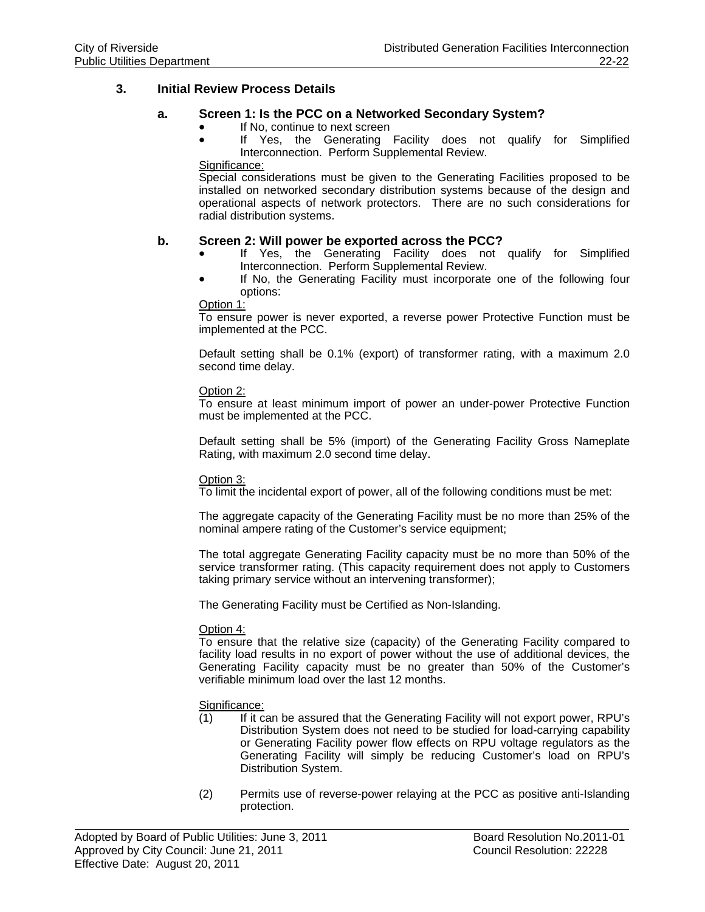## 3. Initial Review Process Details

### a. Screen 1: Is the PCC on a Networked Secondary System?

- If No, continue to next screen
- If Yes, the Generating Facility does not qualify for Simplified Interconnection. Perform Supplemental Review.

Significance:

Special considerations must be given to the Generating Facilities proposed to be installed on networked secondary distribution systems because of the design and operational aspects of network protectors. There are no such considerations for radial distribution systems.

### b. Screen 2: Will power be exported across the PCC?

- If Yes, the Generating Facility does not qualify for Simplified Interconnection. Perform Supplemental Review.
- If No, the Generating Facility must incorporate one of the following four options:

Option 1:

To ensure power is never exported, a reverse power Protective Function must be implemented at the PCC.

Default setting shall be 0.1% (export) of transformer rating, with a maximum 2.0 second time delay.

Option 2:

To ensure at least minimum import of power an under-power Protective Function must be implemented at the PCC.

Default setting shall be 5% (import) of the Generating Facility Gross Nameplate Rating, with maximum 2.0 second time delay.

Option 3:

To limit the incidental export of power, all of the following conditions must be met:

The aggregate capacity of the Generating Facility must be no more than 25% of the nominal ampere rating of the Customer's service equipment;

The total aggregate Generating Facility capacity must be no more than 50% of the service transformer rating. (This capacity requirement does not apply to Customers taking primary service without an intervening transformer);

The Generating Facility must be Certified as Non-Islanding.

Option 4:

To ensure that the relative size (capacity) of the Generating Facility compared to facility load results in no export of power without the use of additional devices, the Generating Facility capacity must be no greater than 50% of the Customer's verifiable minimum load over the last 12 months.

Significance:

(1) If it can be assured that the Generating Facility will not export power, RPU's Distribution System does not need to be studied for load-carrying capability or Generating Facility power flow effects on RPU voltage regulators as the Generating Facility will simply be reducing Customer's load on RPU's Distribution System.

(2) Permits use of reverse-power relaying at the PCC as positive anti-Islanding protection.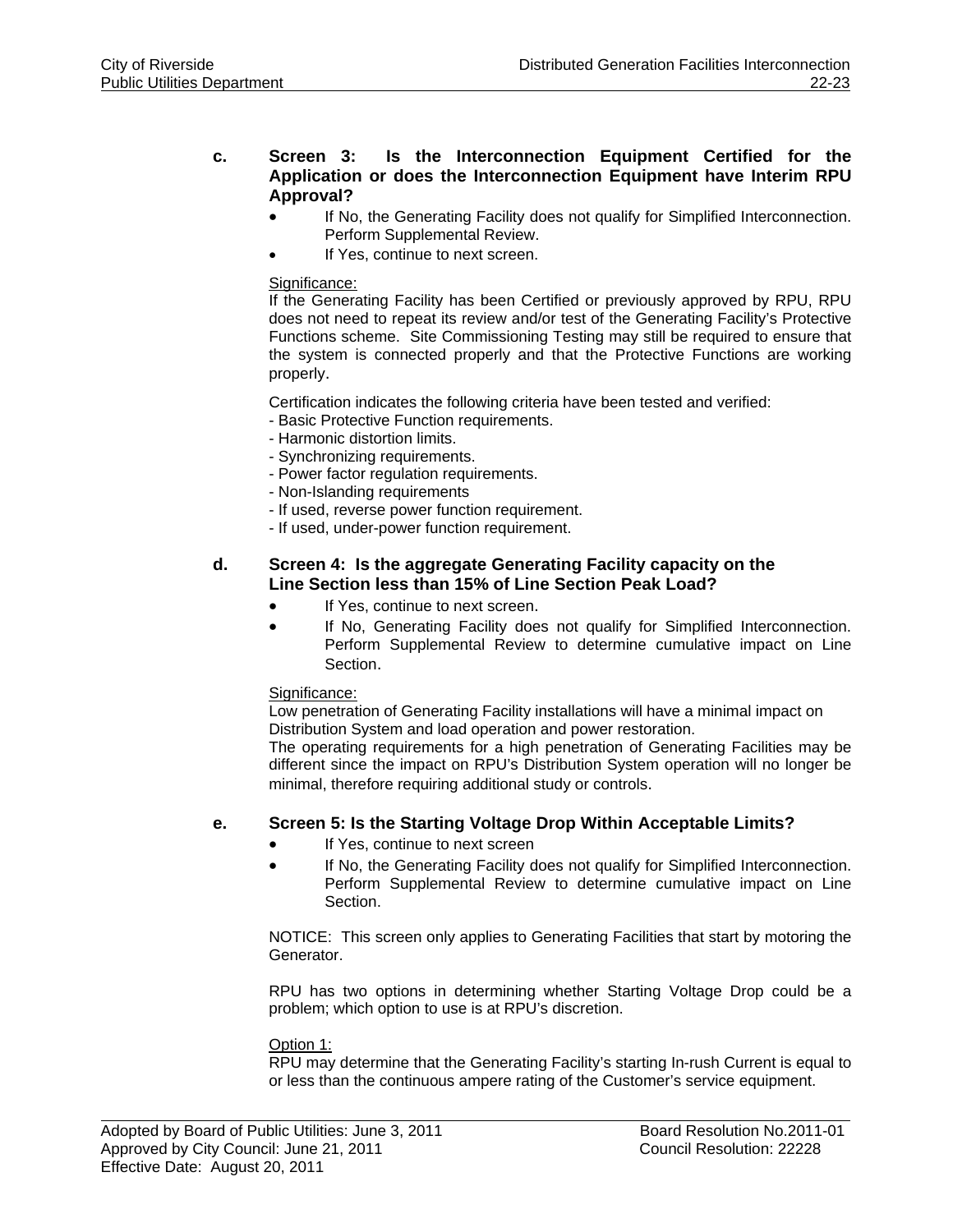**c. Screen 3: Is the Interconnection Equipment Certified for the Application or does the Interconnection Equipment have Interim RPU Approval?**

- If No, the Generating Facility does not qualify for Simplified Interconnection. Perform Supplemental Review.
- If Yes, continue to next screen.

Significance:
If the Generating Facility has been Certified or previously approved by RPU, RPU does not need to repeat its review and/or test of the Generating Facility's Protective Functions scheme. Site Commissioning Testing may still be required to ensure that the system is connected properly and that the Protective Functions are working properly.

Certification indicates the following criteria have been tested and verified:
- Basic Protective Function requirements.
- Harmonic distortion limits.
- Synchronizing requirements.
- Power factor regulation requirements.
- Non-Islanding requirements
- If used, reverse power function requirement.
- If used, under-power function requirement.

**d. Screen 4: Is the aggregate Generating Facility capacity on the Line Section less than 15% of Line Section Peak Load?**

- If Yes, continue to next screen.
- If No, Generating Facility does not qualify for Simplified Interconnection. Perform Supplemental Review to determine cumulative impact on Line Section.

Significance:
Low penetration of Generating Facility installations will have a minimal impact on Distribution System and load operation and power restoration.
The operating requirements for a high penetration of Generating Facilities may be different since the impact on RPU's Distribution System operation will no longer be minimal, therefore requiring additional study or controls.

**e. Screen 5: Is the Starting Voltage Drop Within Acceptable Limits?**

- If Yes, continue to next screen
- If No, the Generating Facility does not qualify for Simplified Interconnection. Perform Supplemental Review to determine cumulative impact on Line Section.

NOTICE: This screen only applies to Generating Facilities that start by motoring the Generator.

RPU has two options in determining whether Starting Voltage Drop could be a problem; which option to use is at RPU's discretion.

Option 1:
RPU may determine that the Generating Facility's starting In-rush Current is equal to or less than the continuous ampere rating of the Customer's service equipment.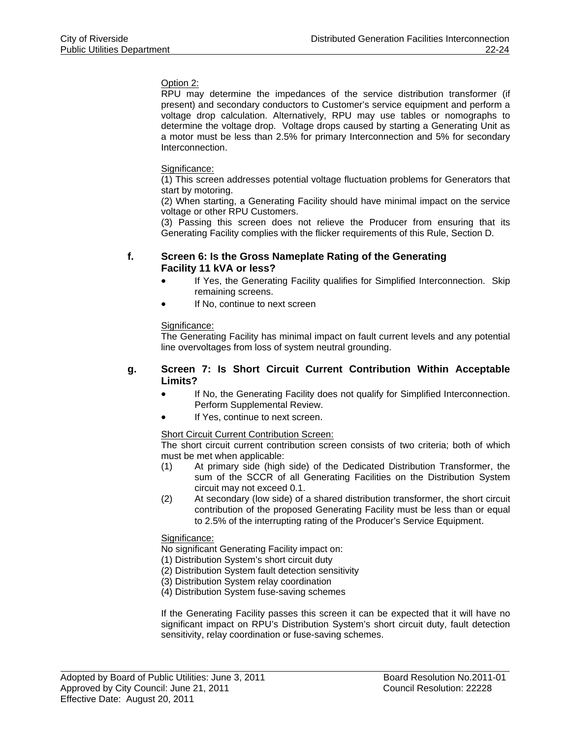Option 2:

RPU may determine the impedances of the service distribution transformer (if present) and secondary conductors to Customer's service equipment and perform a voltage drop calculation. Alternatively, RPU may use tables or nomographs to determine the voltage drop. Voltage drops caused by starting a Generating Unit as a motor must be less than 2.5% for primary Interconnection and 5% for secondary Interconnection.

Significance:

(1) This screen addresses potential voltage fluctuation problems for Generators that start by motoring.

(2) When starting, a Generating Facility should have minimal impact on the service voltage or other RPU Customers.

(3) Passing this screen does not relieve the Producer from ensuring that its Generating Facility complies with the flicker requirements of this Rule, Section D.

**f. Screen 6: Is the Gross Nameplate Rating of the Generating Facility 11 kVA or less?**

- If Yes, the Generating Facility qualifies for Simplified Interconnection. Skip remaining screens.
- If No, continue to next screen

Significance:

The Generating Facility has minimal impact on fault current levels and any potential line overvoltages from loss of system neutral grounding.

**g. Screen 7: Is Short Circuit Current Contribution Within Acceptable Limits?**

- If No, the Generating Facility does not qualify for Simplified Interconnection. Perform Supplemental Review.
- If Yes, continue to next screen.

Short Circuit Current Contribution Screen:

The short circuit current contribution screen consists of two criteria; both of which must be met when applicable:

(1) At primary side (high side) of the Dedicated Distribution Transformer, the sum of the SCCR of all Generating Facilities on the Distribution System circuit may not exceed 0.1.

(2) At secondary (low side) of a shared distribution transformer, the short circuit contribution of the proposed Generating Facility must be less than or equal to 2.5% of the interrupting rating of the Producer's Service Equipment.

Significance:

No significant Generating Facility impact on:

(1) Distribution System's short circuit duty

(2) Distribution System fault detection sensitivity

(3) Distribution System relay coordination

(4) Distribution System fuse-saving schemes

If the Generating Facility passes this screen it can be expected that it will have no significant impact on RPU's Distribution System's short circuit duty, fault detection sensitivity, relay coordination or fuse-saving schemes.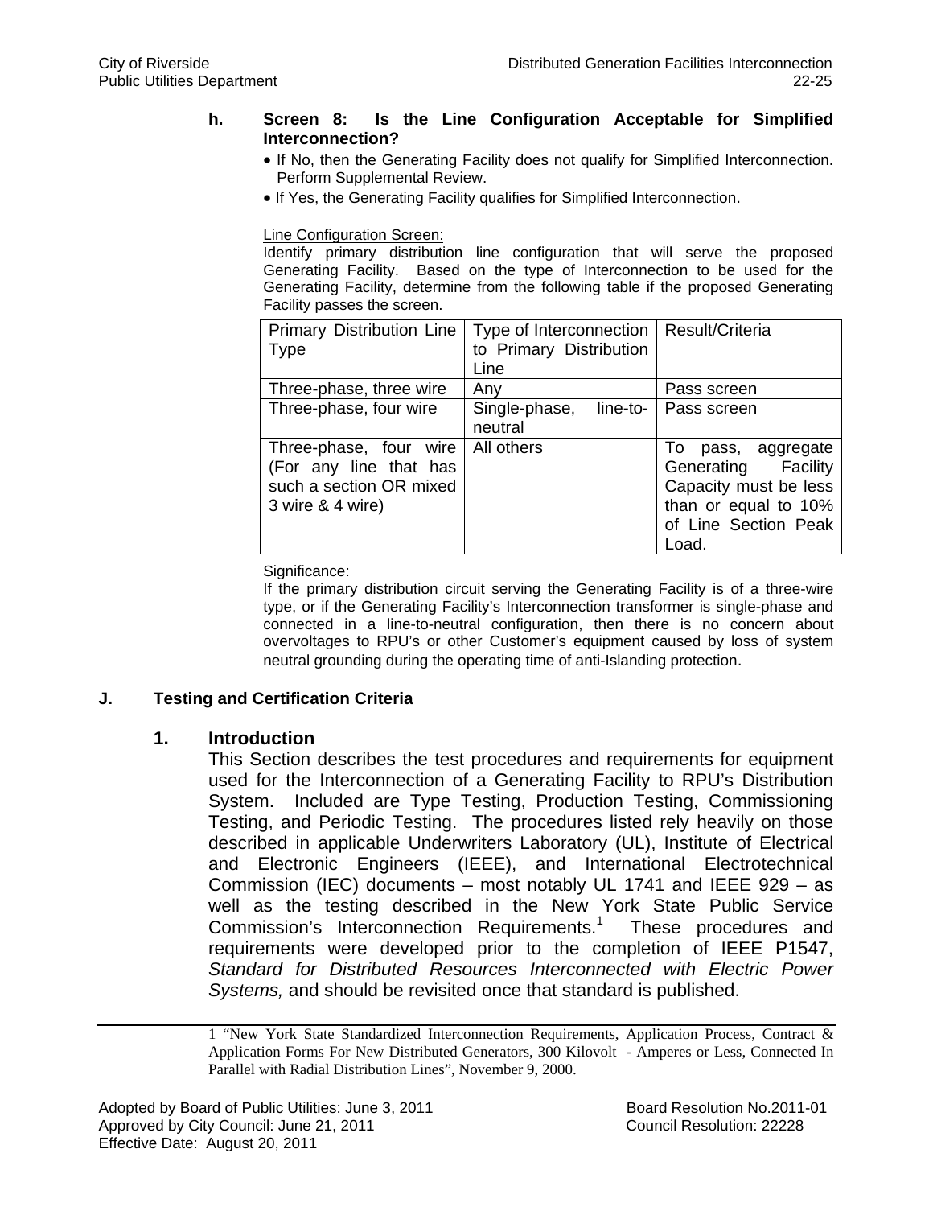**h. Screen 8: Is the Line Configuration Acceptable for Simplified Interconnection?**

- If No, then the Generating Facility does not qualify for Simplified Interconnection. Perform Supplemental Review.
- If Yes, the Generating Facility qualifies for Simplified Interconnection.

Line Configuration Screen:

Identify primary distribution line configuration that will serve the proposed Generating Facility. Based on the type of Interconnection to be used for the Generating Facility, determine from the following table if the proposed Generating Facility passes the screen.

| Primary Distribution Line Type | Type of Interconnection to Primary Distribution Line | Result/Criteria |
|---|---|---|
| Three-phase, three wire | Any | Pass screen |
| Three-phase, four wire | Single-phase, line-to-neutral | Pass screen |
| Three-phase, four wire (For any line that has such a section OR mixed 3 wire & 4 wire) | All others | To pass, aggregate Generating Facility Capacity must be less than or equal to 10% of Line Section Peak Load. |

Significance:

If the primary distribution circuit serving the Generating Facility is of a three-wire type, or if the Generating Facility's Interconnection transformer is single-phase and connected in a line-to-neutral configuration, then there is no concern about overvoltages to RPU's or other Customer's equipment caused by loss of system neutral grounding during the operating time of anti-Islanding protection.

## J. Testing and Certification Criteria

### 1. Introduction

This Section describes the test procedures and requirements for equipment used for the Interconnection of a Generating Facility to RPU's Distribution System. Included are Type Testing, Production Testing, Commissioning Testing, and Periodic Testing. The procedures listed rely heavily on those described in applicable Underwriters Laboratory (UL), Institute of Electrical and Electronic Engineers (IEEE), and International Electrotechnical Commission (IEC) documents – most notably UL 1741 and IEEE 929 – as well as the testing described in the New York State Public Service Commission's Interconnection Requirements.[1] These procedures and requirements were developed prior to the completion of IEEE P1547, *Standard for Distributed Resources Interconnected with Electric Power Systems,* and should be revisited once that standard is published.

[1] "New York State Standardized Interconnection Requirements, Application Process, Contract & Application Forms For New Distributed Generators, 300 Kilovolt - Amperes or Less, Connected In Parallel with Radial Distribution Lines", November 9, 2000.

Adopted by Board of Public Utilities: June 3, 2011 Board Resolution No.2011-01
Approved by City Council: June 21, 2011 Council Resolution: 22228
Effective Date: August 20, 2011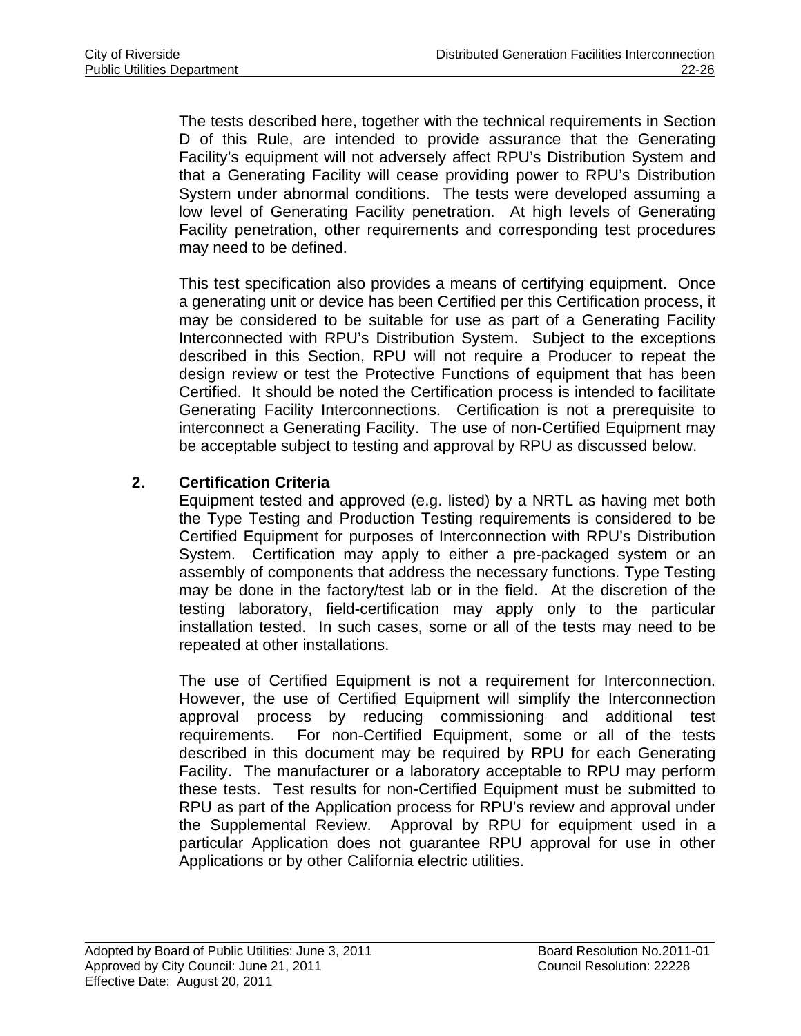The tests described here, together with the technical requirements in Section D of this Rule, are intended to provide assurance that the Generating Facility's equipment will not adversely affect RPU's Distribution System and that a Generating Facility will cease providing power to RPU's Distribution System under abnormal conditions. The tests were developed assuming a low level of Generating Facility penetration. At high levels of Generating Facility penetration, other requirements and corresponding test procedures may need to be defined.

This test specification also provides a means of certifying equipment. Once a generating unit or device has been Certified per this Certification process, it may be considered to be suitable for use as part of a Generating Facility Interconnected with RPU's Distribution System. Subject to the exceptions described in this Section, RPU will not require a Producer to repeat the design review or test the Protective Functions of equipment that has been Certified. It should be noted the Certification process is intended to facilitate Generating Facility Interconnections. Certification is not a prerequisite to interconnect a Generating Facility. The use of non-Certified Equipment may be acceptable subject to testing and approval by RPU as discussed below.

**2. Certification Criteria**

Equipment tested and approved (e.g. listed) by a NRTL as having met both the Type Testing and Production Testing requirements is considered to be Certified Equipment for purposes of Interconnection with RPU's Distribution System. Certification may apply to either a pre-packaged system or an assembly of components that address the necessary functions. Type Testing may be done in the factory/test lab or in the field. At the discretion of the testing laboratory, field-certification may apply only to the particular installation tested. In such cases, some or all of the tests may need to be repeated at other installations.

The use of Certified Equipment is not a requirement for Interconnection. However, the use of Certified Equipment will simplify the Interconnection approval process by reducing commissioning and additional test requirements. For non-Certified Equipment, some or all of the tests described in this document may be required by RPU for each Generating Facility. The manufacturer or a laboratory acceptable to RPU may perform these tests. Test results for non-Certified Equipment must be submitted to RPU as part of the Application process for RPU's review and approval under the Supplemental Review. Approval by RPU for equipment used in a particular Application does not guarantee RPU approval for use in other Applications or by other California electric utilities.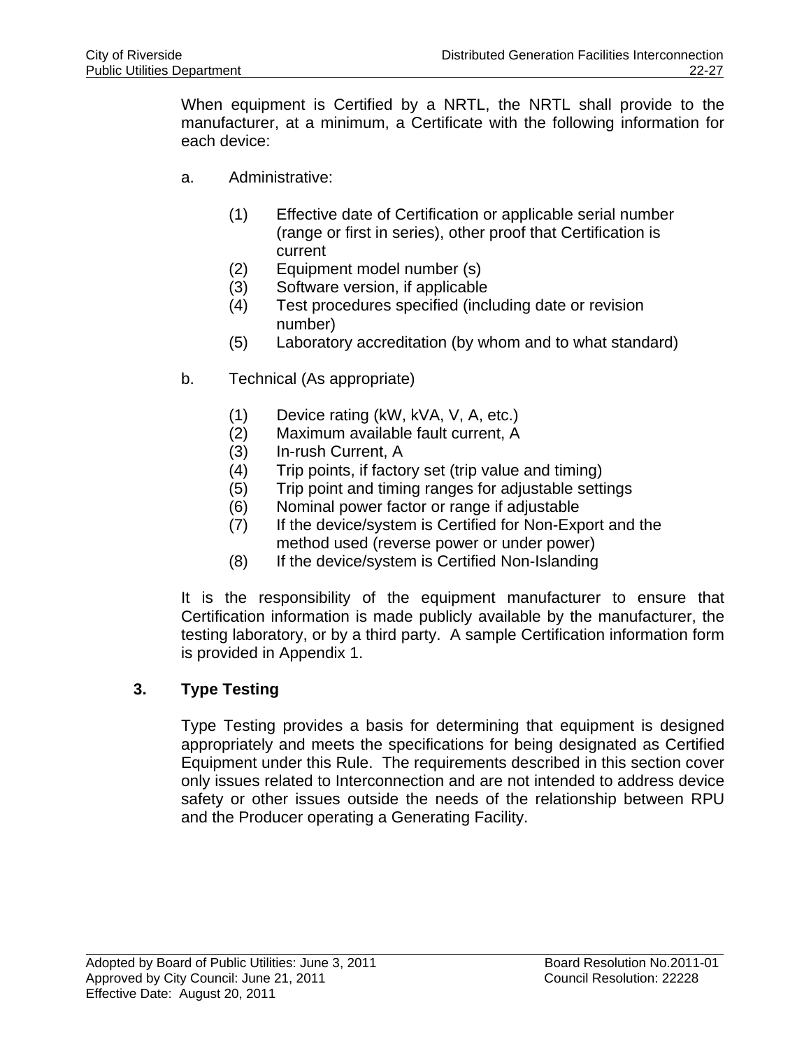When equipment is Certified by a NRTL, the NRTL shall provide to the manufacturer, at a minimum, a Certificate with the following information for each device:

a. Administrative:

(1) Effective date of Certification or applicable serial number (range or first in series), other proof that Certification is current
(2) Equipment model number (s)
(3) Software version, if applicable
(4) Test procedures specified (including date or revision number)
(5) Laboratory accreditation (by whom and to what standard)

b. Technical (As appropriate)

(1) Device rating (kW, kVA, V, A, etc.)
(2) Maximum available fault current, A
(3) In-rush Current, A
(4) Trip points, if factory set (trip value and timing)
(5) Trip point and timing ranges for adjustable settings
(6) Nominal power factor or range if adjustable
(7) If the device/system is Certified for Non-Export and the method used (reverse power or under power)
(8) If the device/system is Certified Non-Islanding

It is the responsibility of the equipment manufacturer to ensure that Certification information is made publicly available by the manufacturer, the testing laboratory, or by a third party. A sample Certification information form is provided in Appendix 1.

## 3. Type Testing

Type Testing provides a basis for determining that equipment is designed appropriately and meets the specifications for being designated as Certified Equipment under this Rule. The requirements described in this section cover only issues related to Interconnection and are not intended to address device safety or other issues outside the needs of the relationship between RPU and the Producer operating a Generating Facility.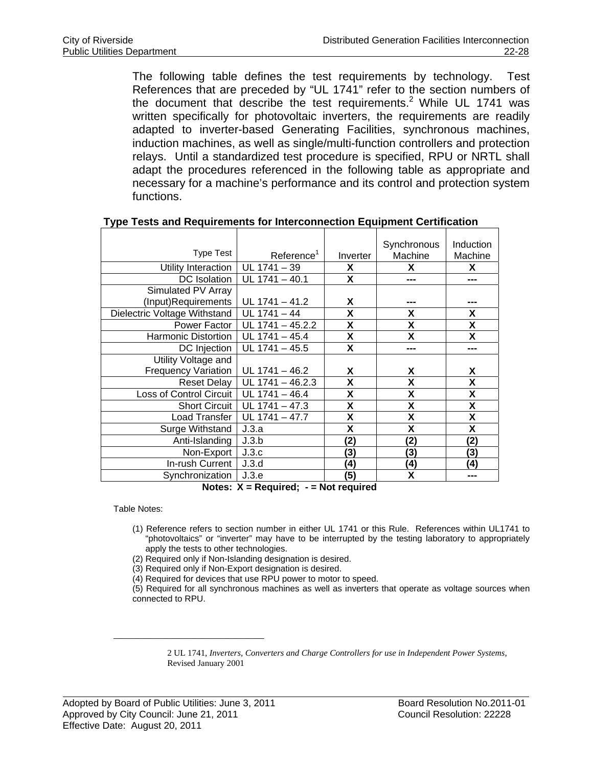The following table defines the test requirements by technology. Test References that are preceded by "UL 1741" refer to the section numbers of the document that describe the test requirements.[2] While UL 1741 was written specifically for photovoltaic inverters, the requirements are readily adapted to inverter-based Generating Facilities, synchronous machines, induction machines, as well as single/multi-function controllers and protection relays. Until a standardized test procedure is specified, RPU or NRTL shall adapt the procedures referenced in the following table as appropriate and necessary for a machine's performance and its control and protection system functions.

**Type Tests and Requirements for Interconnection Equipment Certification**

| Type Test | Reference[1] | Inverter | Synchronous Machine | Induction Machine |
|---|---|---|---|---|
| Utility Interaction | UL 1741 – 39 | **X** | **X** | **X** |
| DC Isolation | UL 1741 – 40.1 | **X** | **---** | **---** |
| Simulated PV Array (Input)Requirements | UL 1741 – 41.2 | **X** | **---** | **---** |
| Dielectric Voltage Withstand | UL 1741 – 44 | **X** | **X** | **X** |
| Power Factor | UL 1741 – 45.2.2 | **X** | **X** | **X** |
| Harmonic Distortion | UL 1741 – 45.4 | **X** | **X** | **X** |
| DC Injection | UL 1741 – 45.5 | **X** | **---** | **---** |
| Utility Voltage and Frequency Variation | UL 1741 – 46.2 | **X** | **X** | **X** |
| Reset Delay | UL 1741 – 46.2.3 | **X** | **X** | **X** |
| Loss of Control Circuit | UL 1741 – 46.4 | **X** | **X** | **X** |
| Short Circuit | UL 1741 – 47.3 | **X** | **X** | **X** |
| Load Transfer | UL 1741 – 47.7 | **X** | **X** | **X** |
| Surge Withstand | J.3.a | **X** | **X** | **X** |
| Anti-Islanding | J.3.b | **(2)** | **(2)** | **(2)** |
| Non-Export | J.3.c | **(3)** | **(3)** | **(3)** |
| In-rush Current | J.3.d | **(4)** | **(4)** | **(4)** |
| Synchronization | J.3.e | **(5)** | **X** | **---** |

**Notes: X = Required; - = Not required**

Table Notes:

(1) Reference refers to section number in either UL 1741 or this Rule. References within UL1741 to "photovoltaics" or "inverter" may have to be interrupted by the testing laboratory to appropriately apply the tests to other technologies.

(2) Required only if Non-Islanding designation is desired.

(3) Required only if Non-Export designation is desired.

(4) Required for devices that use RPU power to motor to speed.

(5) Required for all synchronous machines as well as inverters that operate as voltage sources when connected to RPU.

---

2 UL 1741, *Inverters, Converters and Charge Controllers for use in Independent Power Systems,* Revised January 2001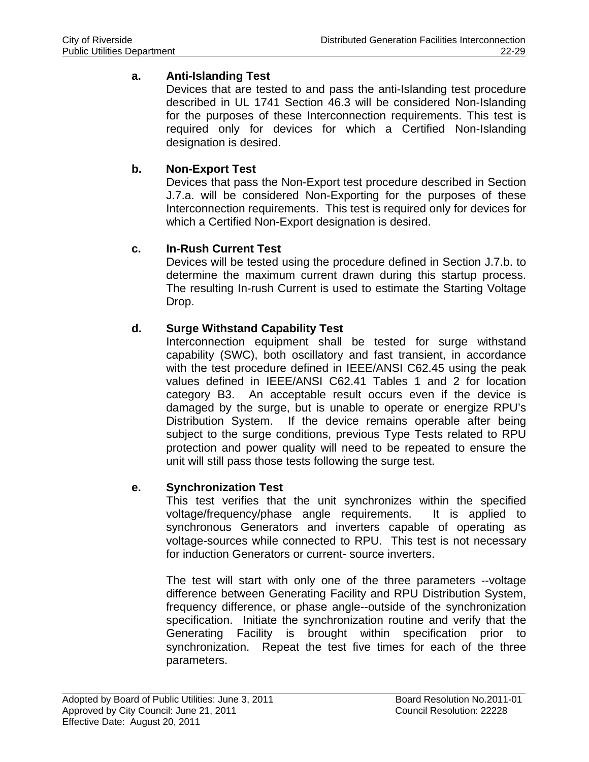**a. Anti-Islanding Test**

Devices that are tested to and pass the anti-Islanding test procedure described in UL 1741 Section 46.3 will be considered Non-Islanding for the purposes of these Interconnection requirements. This test is required only for devices for which a Certified Non-Islanding designation is desired.

**b. Non-Export Test**

Devices that pass the Non-Export test procedure described in Section J.7.a. will be considered Non-Exporting for the purposes of these Interconnection requirements. This test is required only for devices for which a Certified Non-Export designation is desired.

**c. In-Rush Current Test**

Devices will be tested using the procedure defined in Section J.7.b. to determine the maximum current drawn during this startup process. The resulting In-rush Current is used to estimate the Starting Voltage Drop.

**d. Surge Withstand Capability Test**

Interconnection equipment shall be tested for surge withstand capability (SWC), both oscillatory and fast transient, in accordance with the test procedure defined in IEEE/ANSI C62.45 using the peak values defined in IEEE/ANSI C62.41 Tables 1 and 2 for location category B3. An acceptable result occurs even if the device is damaged by the surge, but is unable to operate or energize RPU's Distribution System. If the device remains operable after being subject to the surge conditions, previous Type Tests related to RPU protection and power quality will need to be repeated to ensure the unit will still pass those tests following the surge test.

**e. Synchronization Test**

This test verifies that the unit synchronizes within the specified voltage/frequency/phase angle requirements. It is applied to synchronous Generators and inverters capable of operating as voltage-sources while connected to RPU. This test is not necessary for induction Generators or current- source inverters.

The test will start with only one of the three parameters --voltage difference between Generating Facility and RPU Distribution System, frequency difference, or phase angle--outside of the synchronization specification. Initiate the synchronization routine and verify that the Generating Facility is brought within specification prior to synchronization. Repeat the test five times for each of the three parameters.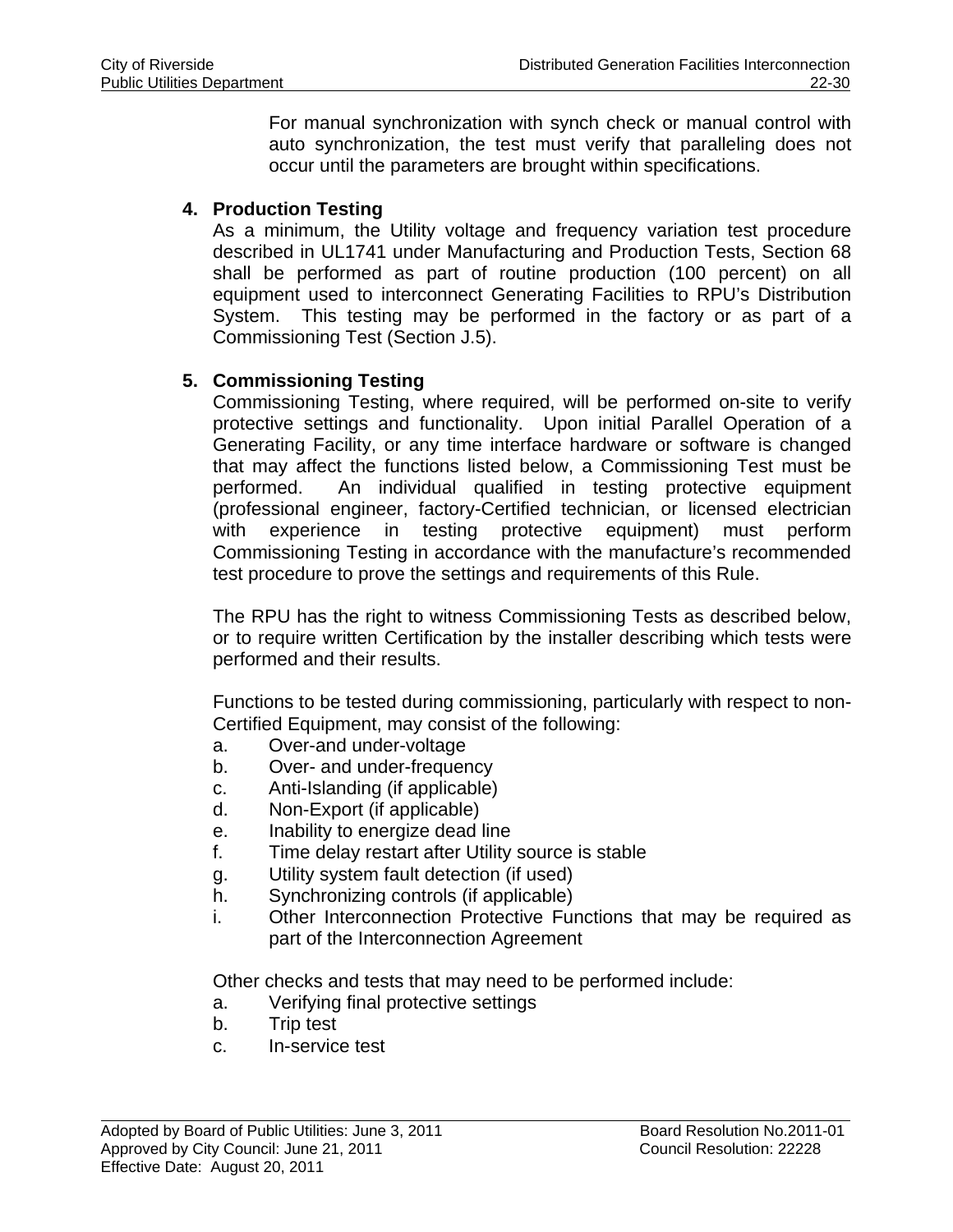For manual synchronization with synch check or manual control with auto synchronization, the test must verify that paralleling does not occur until the parameters are brought within specifications.

4. **Production Testing**

As a minimum, the Utility voltage and frequency variation test procedure described in UL1741 under Manufacturing and Production Tests, Section 68 shall be performed as part of routine production (100 percent) on all equipment used to interconnect Generating Facilities to RPU's Distribution System. This testing may be performed in the factory or as part of a Commissioning Test (Section J.5).

5. **Commissioning Testing**

Commissioning Testing, where required, will be performed on-site to verify protective settings and functionality. Upon initial Parallel Operation of a Generating Facility, or any time interface hardware or software is changed that may affect the functions listed below, a Commissioning Test must be performed. An individual qualified in testing protective equipment (professional engineer, factory-Certified technician, or licensed electrician with experience in testing protective equipment) must perform Commissioning Testing in accordance with the manufacture's recommended test procedure to prove the settings and requirements of this Rule.

The RPU has the right to witness Commissioning Tests as described below, or to require written Certification by the installer describing which tests were performed and their results.

Functions to be tested during commissioning, particularly with respect to non-Certified Equipment, may consist of the following:

a. Over-and under-voltage
b. Over- and under-frequency
c. Anti-Islanding (if applicable)
d. Non-Export (if applicable)
e. Inability to energize dead line
f. Time delay restart after Utility source is stable
g. Utility system fault detection (if used)
h. Synchronizing controls (if applicable)
i. Other Interconnection Protective Functions that may be required as part of the Interconnection Agreement

Other checks and tests that may need to be performed include:

a. Verifying final protective settings
b. Trip test
c. In-service test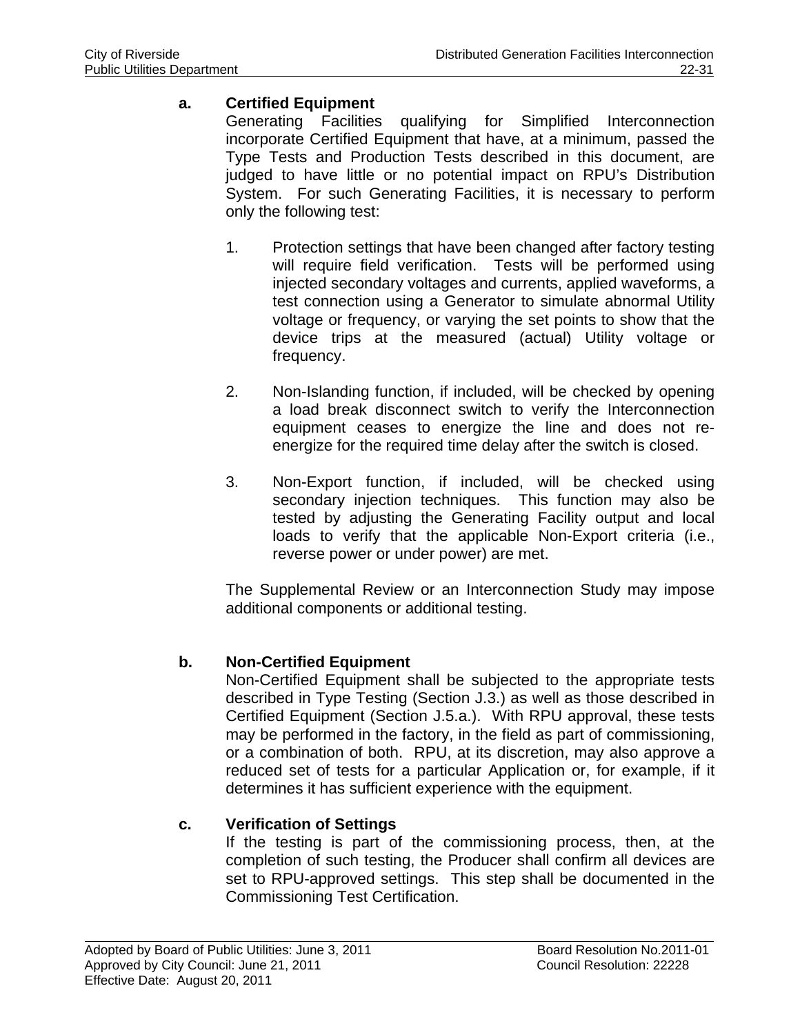**a. Certified Equipment**

Generating Facilities qualifying for Simplified Interconnection incorporate Certified Equipment that have, at a minimum, passed the Type Tests and Production Tests described in this document, are judged to have little or no potential impact on RPU's Distribution System. For such Generating Facilities, it is necessary to perform only the following test:

1. Protection settings that have been changed after factory testing will require field verification. Tests will be performed using injected secondary voltages and currents, applied waveforms, a test connection using a Generator to simulate abnormal Utility voltage or frequency, or varying the set points to show that the device trips at the measured (actual) Utility voltage or frequency.

2. Non-Islanding function, if included, will be checked by opening a load break disconnect switch to verify the Interconnection equipment ceases to energize the line and does not re-energize for the required time delay after the switch is closed.

3. Non-Export function, if included, will be checked using secondary injection techniques. This function may also be tested by adjusting the Generating Facility output and local loads to verify that the applicable Non-Export criteria (i.e., reverse power or under power) are met.

The Supplemental Review or an Interconnection Study may impose additional components or additional testing.

**b. Non-Certified Equipment**

Non-Certified Equipment shall be subjected to the appropriate tests described in Type Testing (Section J.3.) as well as those described in Certified Equipment (Section J.5.a.). With RPU approval, these tests may be performed in the factory, in the field as part of commissioning, or a combination of both. RPU, at its discretion, may also approve a reduced set of tests for a particular Application or, for example, if it determines it has sufficient experience with the equipment.

**c. Verification of Settings**

If the testing is part of the commissioning process, then, at the completion of such testing, the Producer shall confirm all devices are set to RPU-approved settings. This step shall be documented in the Commissioning Test Certification.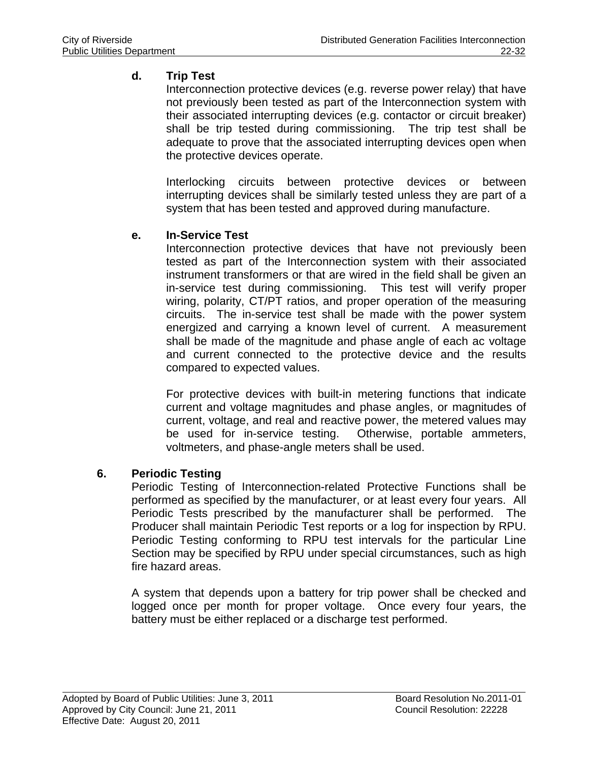**d. Trip Test**

Interconnection protective devices (e.g. reverse power relay) that have not previously been tested as part of the Interconnection system with their associated interrupting devices (e.g. contactor or circuit breaker) shall be trip tested during commissioning. The trip test shall be adequate to prove that the associated interrupting devices open when the protective devices operate.

Interlocking circuits between protective devices or between interrupting devices shall be similarly tested unless they are part of a system that has been tested and approved during manufacture.

**e. In-Service Test**

Interconnection protective devices that have not previously been tested as part of the Interconnection system with their associated instrument transformers or that are wired in the field shall be given an in-service test during commissioning. This test will verify proper wiring, polarity, CT/PT ratios, and proper operation of the measuring circuits. The in-service test shall be made with the power system energized and carrying a known level of current. A measurement shall be made of the magnitude and phase angle of each ac voltage and current connected to the protective device and the results compared to expected values.

For protective devices with built-in metering functions that indicate current and voltage magnitudes and phase angles, or magnitudes of current, voltage, and real and reactive power, the metered values may be used for in-service testing. Otherwise, portable ammeters, voltmeters, and phase-angle meters shall be used.

**6. Periodic Testing**

Periodic Testing of Interconnection-related Protective Functions shall be performed as specified by the manufacturer, or at least every four years. All Periodic Tests prescribed by the manufacturer shall be performed. The Producer shall maintain Periodic Test reports or a log for inspection by RPU. Periodic Testing conforming to RPU test intervals for the particular Line Section may be specified by RPU under special circumstances, such as high fire hazard areas.

A system that depends upon a battery for trip power shall be checked and logged once per month for proper voltage. Once every four years, the battery must be either replaced or a discharge test performed.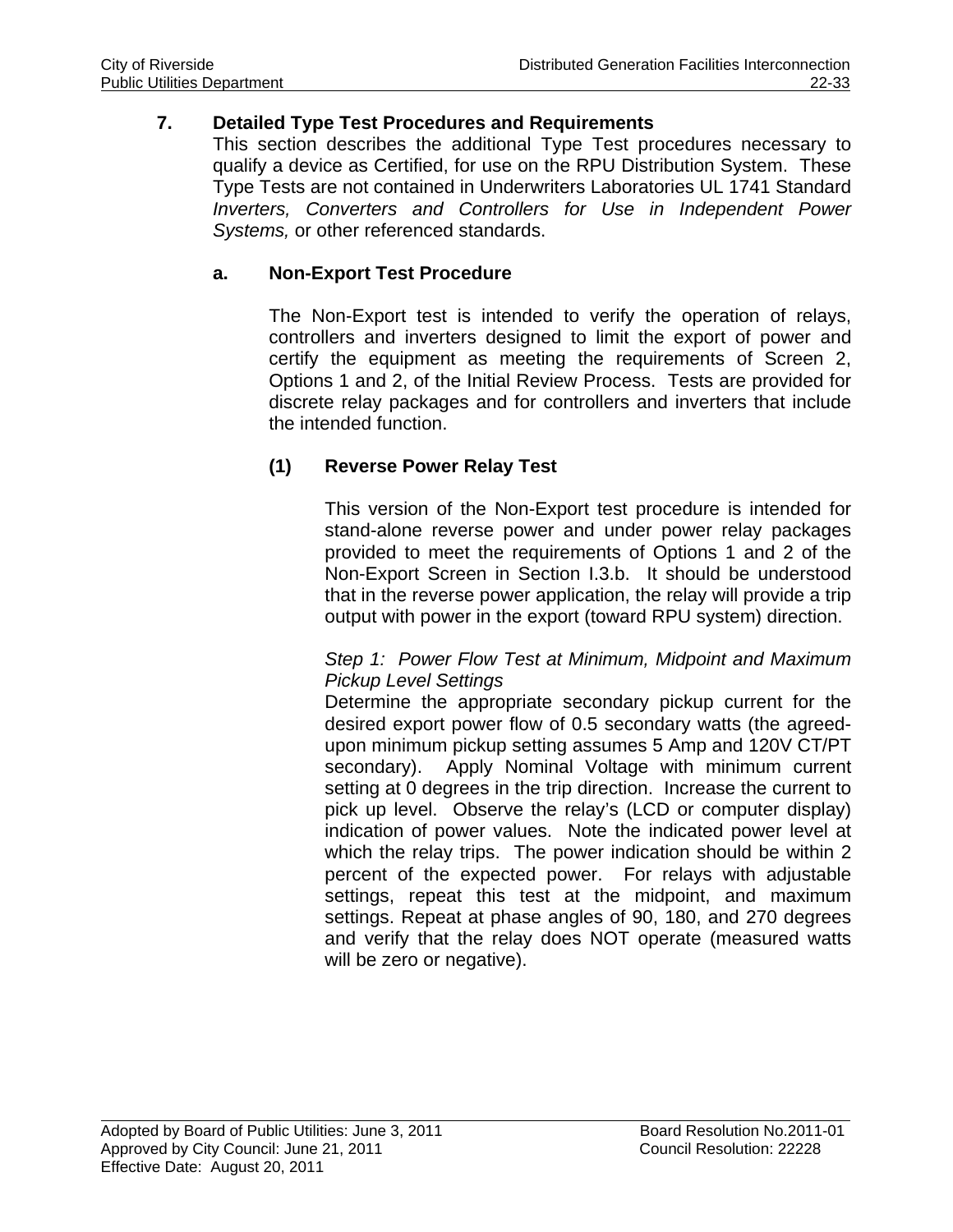## 7. Detailed Type Test Procedures and Requirements

This section describes the additional Type Test procedures necessary to qualify a device as Certified, for use on the RPU Distribution System. These Type Tests are not contained in Underwriters Laboratories UL 1741 Standard *Inverters, Converters and Controllers for Use in Independent Power Systems,* or other referenced standards.

### a. Non-Export Test Procedure

The Non-Export test is intended to verify the operation of relays, controllers and inverters designed to limit the export of power and certify the equipment as meeting the requirements of Screen 2, Options 1 and 2, of the Initial Review Process. Tests are provided for discrete relay packages and for controllers and inverters that include the intended function.

#### (1) Reverse Power Relay Test

This version of the Non-Export test procedure is intended for stand-alone reverse power and under power relay packages provided to meet the requirements of Options 1 and 2 of the Non-Export Screen in Section I.3.b. It should be understood that in the reverse power application, the relay will provide a trip output with power in the export (toward RPU system) direction.

*Step 1: Power Flow Test at Minimum, Midpoint and Maximum Pickup Level Settings*

Determine the appropriate secondary pickup current for the desired export power flow of 0.5 secondary watts (the agreed-upon minimum pickup setting assumes 5 Amp and 120V CT/PT secondary). Apply Nominal Voltage with minimum current setting at 0 degrees in the trip direction. Increase the current to pick up level. Observe the relay's (LCD or computer display) indication of power values. Note the indicated power level at which the relay trips. The power indication should be within 2 percent of the expected power. For relays with adjustable settings, repeat this test at the midpoint, and maximum settings. Repeat at phase angles of 90, 180, and 270 degrees and verify that the relay does NOT operate (measured watts will be zero or negative).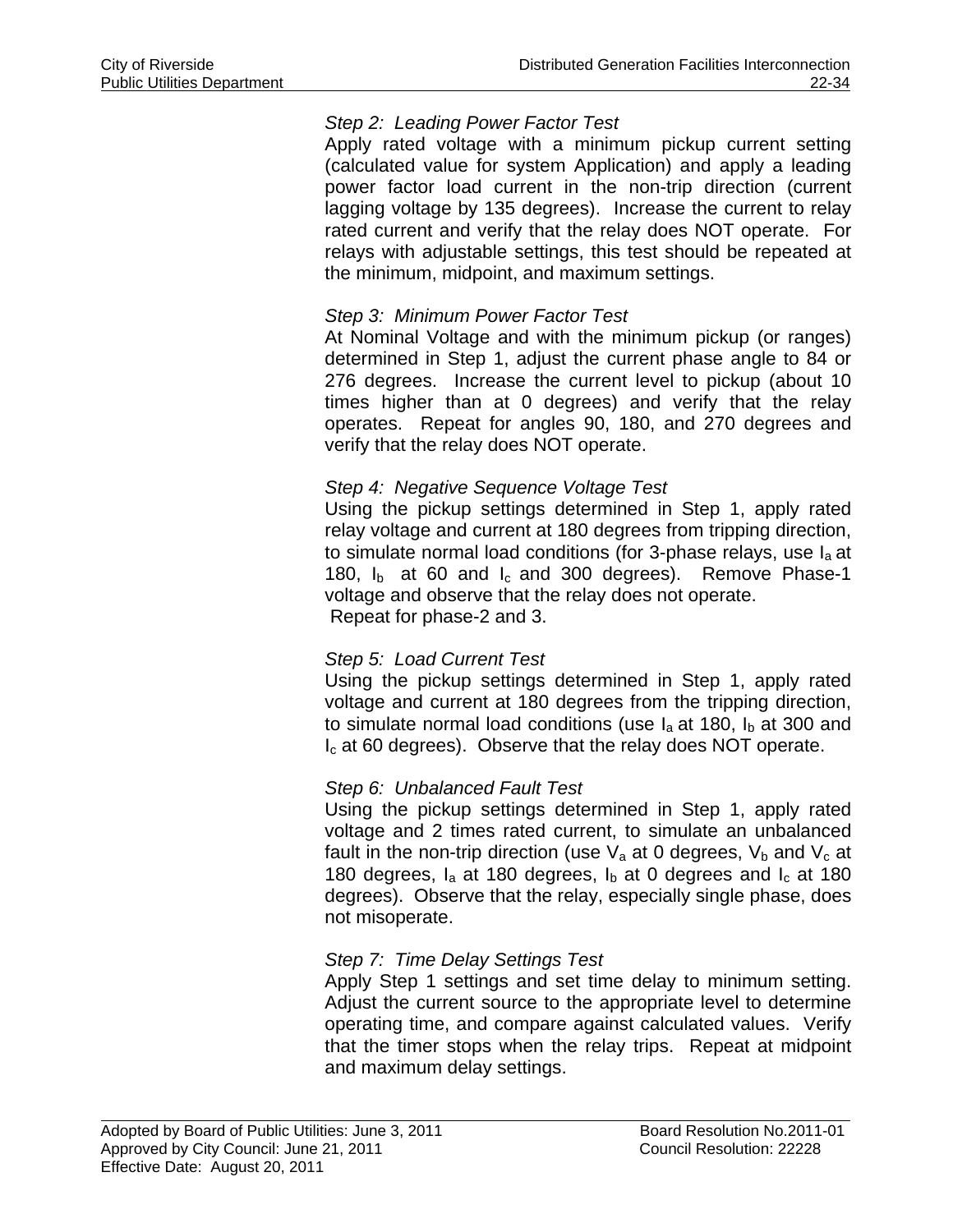*Step 2: Leading Power Factor Test*

Apply rated voltage with a minimum pickup current setting (calculated value for system Application) and apply a leading power factor load current in the non-trip direction (current lagging voltage by 135 degrees). Increase the current to relay rated current and verify that the relay does NOT operate. For relays with adjustable settings, this test should be repeated at the minimum, midpoint, and maximum settings.

*Step 3: Minimum Power Factor Test*

At Nominal Voltage and with the minimum pickup (or ranges) determined in Step 1, adjust the current phase angle to 84 or 276 degrees. Increase the current level to pickup (about 10 times higher than at 0 degrees) and verify that the relay operates. Repeat for angles 90, 180, and 270 degrees and verify that the relay does NOT operate.

*Step 4: Negative Sequence Voltage Test*

Using the pickup settings determined in Step 1, apply rated relay voltage and current at 180 degrees from tripping direction, to simulate normal load conditions (for 3-phase relays, use $I_a$ at 180, $I_b$ at 60 and $I_c$ and 300 degrees). Remove Phase-1 voltage and observe that the relay does not operate.
Repeat for phase-2 and 3.

*Step 5: Load Current Test*

Using the pickup settings determined in Step 1, apply rated voltage and current at 180 degrees from the tripping direction, to simulate normal load conditions (use $I_a$ at 180, $I_b$ at 300 and $I_c$ at 60 degrees). Observe that the relay does NOT operate.

*Step 6: Unbalanced Fault Test*

Using the pickup settings determined in Step 1, apply rated voltage and 2 times rated current, to simulate an unbalanced fault in the non-trip direction (use $V_a$ at 0 degrees, $V_b$ and $V_c$ at 180 degrees, $I_a$ at 180 degrees, $I_b$ at 0 degrees and $I_c$ at 180 degrees). Observe that the relay, especially single phase, does not misoperate.

*Step 7: Time Delay Settings Test*

Apply Step 1 settings and set time delay to minimum setting. Adjust the current source to the appropriate level to determine operating time, and compare against calculated values. Verify that the timer stops when the relay trips. Repeat at midpoint and maximum delay settings.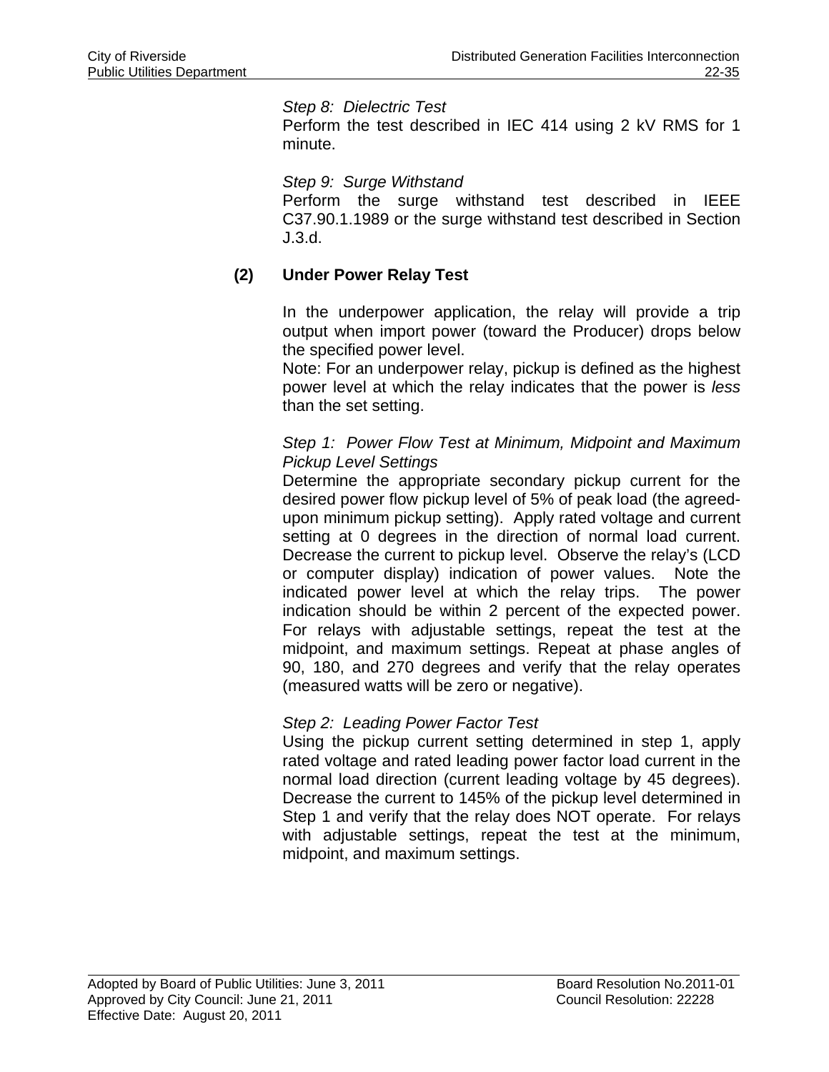*Step 8: Dielectric Test*

Perform the test described in IEC 414 using 2 kV RMS for 1 minute.

*Step 9: Surge Withstand*

Perform the surge withstand test described in IEEE C37.90.1.1989 or the surge withstand test described in Section J.3.d.

**(2) Under Power Relay Test**

In the underpower application, the relay will provide a trip output when import power (toward the Producer) drops below the specified power level.

Note: For an underpower relay, pickup is defined as the highest power level at which the relay indicates that the power is *less* than the set setting.

*Step 1: Power Flow Test at Minimum, Midpoint and Maximum Pickup Level Settings*

Determine the appropriate secondary pickup current for the desired power flow pickup level of 5% of peak load (the agreed-upon minimum pickup setting). Apply rated voltage and current setting at 0 degrees in the direction of normal load current. Decrease the current to pickup level. Observe the relay's (LCD or computer display) indication of power values. Note the indicated power level at which the relay trips. The power indication should be within 2 percent of the expected power. For relays with adjustable settings, repeat the test at the midpoint, and maximum settings. Repeat at phase angles of 90, 180, and 270 degrees and verify that the relay operates (measured watts will be zero or negative).

*Step 2: Leading Power Factor Test*

Using the pickup current setting determined in step 1, apply rated voltage and rated leading power factor load current in the normal load direction (current leading voltage by 45 degrees). Decrease the current to 145% of the pickup level determined in Step 1 and verify that the relay does NOT operate. For relays with adjustable settings, repeat the test at the minimum, midpoint, and maximum settings.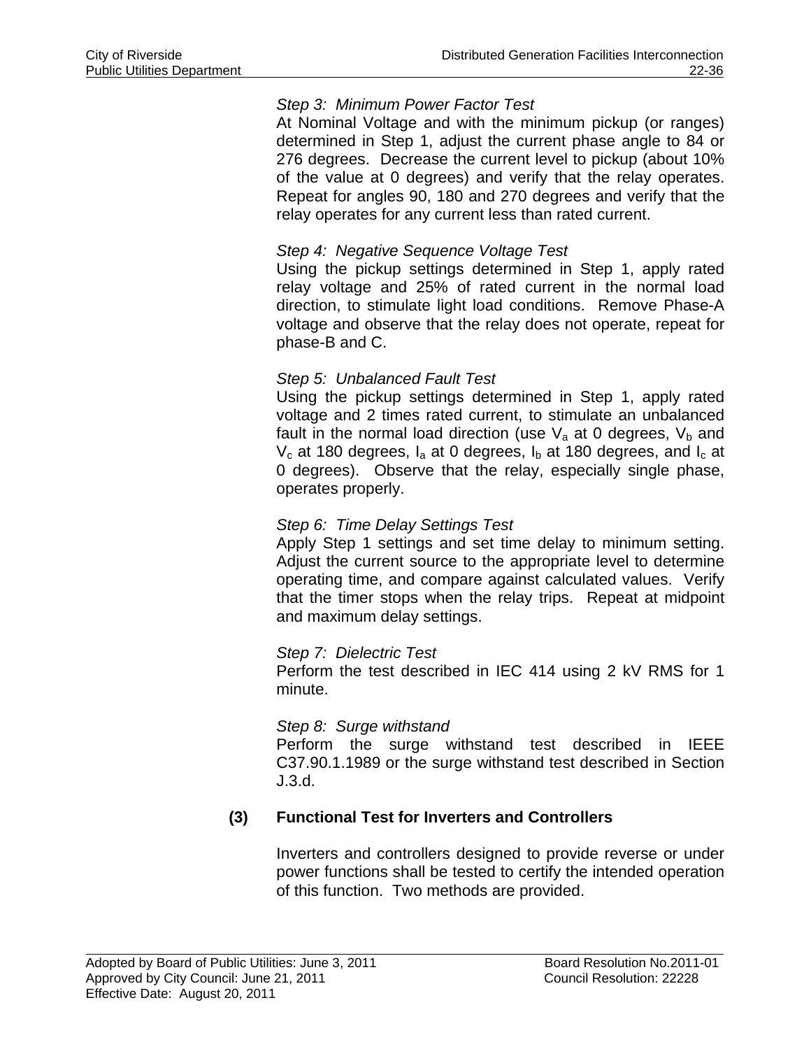*Step 3: Minimum Power Factor Test*

At Nominal Voltage and with the minimum pickup (or ranges) determined in Step 1, adjust the current phase angle to 84 or 276 degrees. Decrease the current level to pickup (about 10% of the value at 0 degrees) and verify that the relay operates. Repeat for angles 90, 180 and 270 degrees and verify that the relay operates for any current less than rated current.

*Step 4: Negative Sequence Voltage Test*

Using the pickup settings determined in Step 1, apply rated relay voltage and 25% of rated current in the normal load direction, to stimulate light load conditions. Remove Phase-A voltage and observe that the relay does not operate, repeat for phase-B and C.

*Step 5: Unbalanced Fault Test*

Using the pickup settings determined in Step 1, apply rated voltage and 2 times rated current, to stimulate an unbalanced fault in the normal load direction (use $V_a$ at 0 degrees, $V_b$ and $V_c$ at 180 degrees, $I_a$ at 0 degrees, $I_b$ at 180 degrees, and $I_c$ at 0 degrees). Observe that the relay, especially single phase, operates properly.

*Step 6: Time Delay Settings Test*

Apply Step 1 settings and set time delay to minimum setting. Adjust the current source to the appropriate level to determine operating time, and compare against calculated values. Verify that the timer stops when the relay trips. Repeat at midpoint and maximum delay settings.

*Step 7: Dielectric Test*

Perform the test described in IEC 414 using 2 kV RMS for 1 minute.

*Step 8: Surge withstand*

Perform the surge withstand test described in IEEE C37.90.1.1989 or the surge withstand test described in Section J.3.d.

**(3) Functional Test for Inverters and Controllers**

Inverters and controllers designed to provide reverse or under power functions shall be tested to certify the intended operation of this function. Two methods are provided.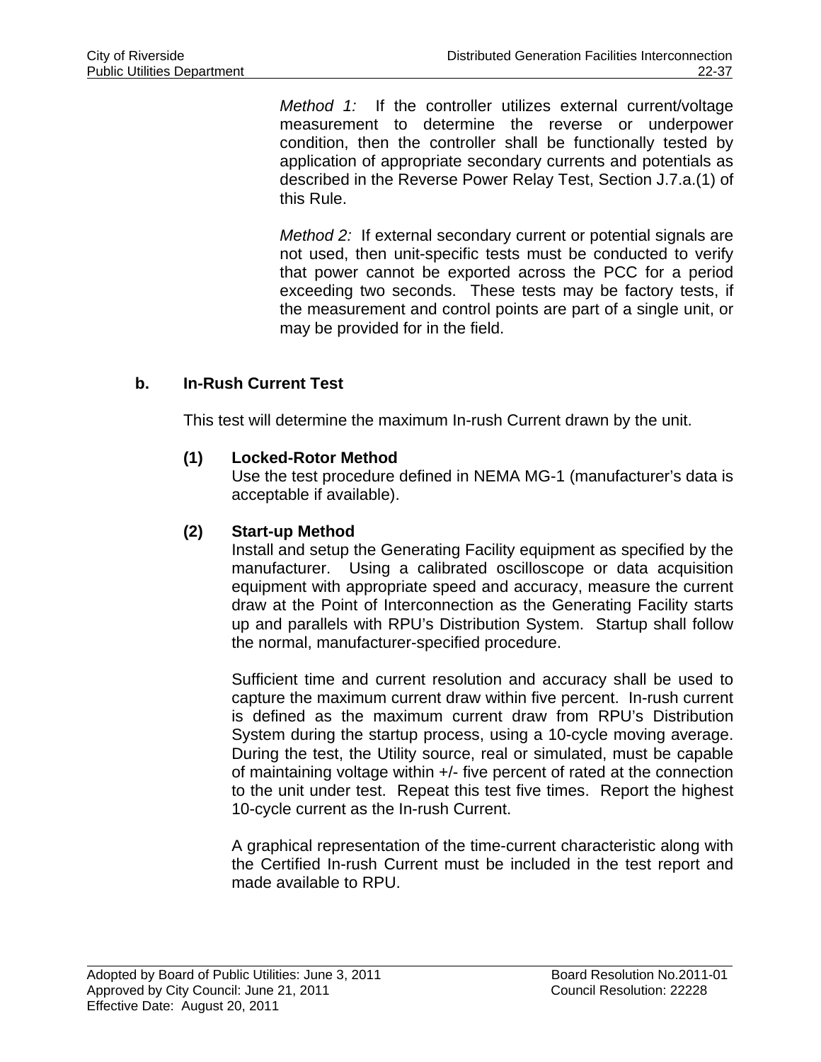*Method 1:* If the controller utilizes external current/voltage measurement to determine the reverse or underpower condition, then the controller shall be functionally tested by application of appropriate secondary currents and potentials as described in the Reverse Power Relay Test, Section J.7.a.(1) of this Rule.

*Method 2:* If external secondary current or potential signals are not used, then unit-specific tests must be conducted to verify that power cannot be exported across the PCC for a period exceeding two seconds. These tests may be factory tests, if the measurement and control points are part of a single unit, or may be provided for in the field.

**b. In-Rush Current Test**

This test will determine the maximum In-rush Current drawn by the unit.

**(1) Locked-Rotor Method**

Use the test procedure defined in NEMA MG-1 (manufacturer's data is acceptable if available).

**(2) Start-up Method**

Install and setup the Generating Facility equipment as specified by the manufacturer. Using a calibrated oscilloscope or data acquisition equipment with appropriate speed and accuracy, measure the current draw at the Point of Interconnection as the Generating Facility starts up and parallels with RPU's Distribution System. Startup shall follow the normal, manufacturer-specified procedure.

Sufficient time and current resolution and accuracy shall be used to capture the maximum current draw within five percent. In-rush current is defined as the maximum current draw from RPU's Distribution System during the startup process, using a 10-cycle moving average. During the test, the Utility source, real or simulated, must be capable of maintaining voltage within +/- five percent of rated at the connection to the unit under test. Repeat this test five times. Report the highest 10-cycle current as the In-rush Current.

A graphical representation of the time-current characteristic along with the Certified In-rush Current must be included in the test report and made available to RPU.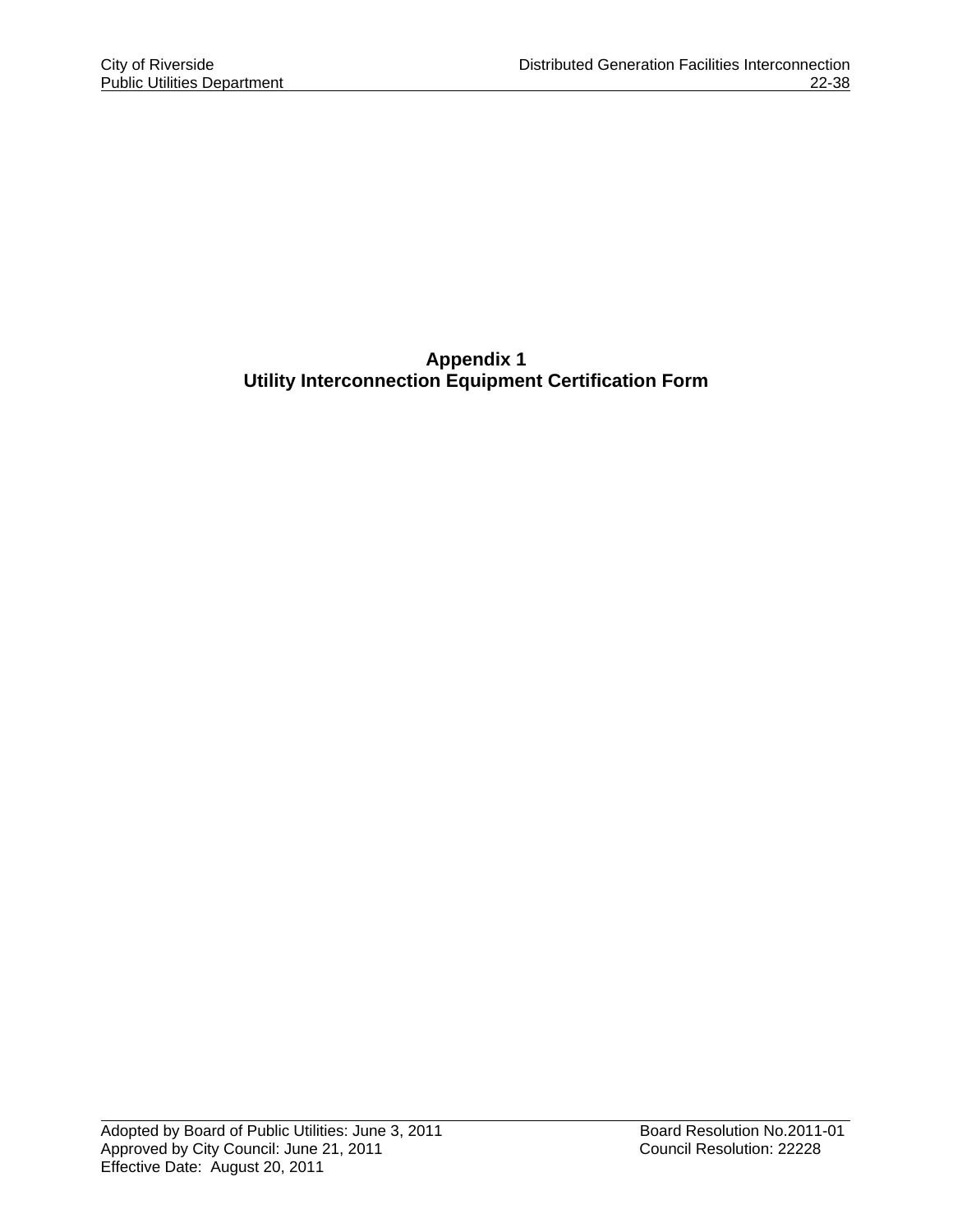# Appendix 1
# Utility Interconnection Equipment Certification Form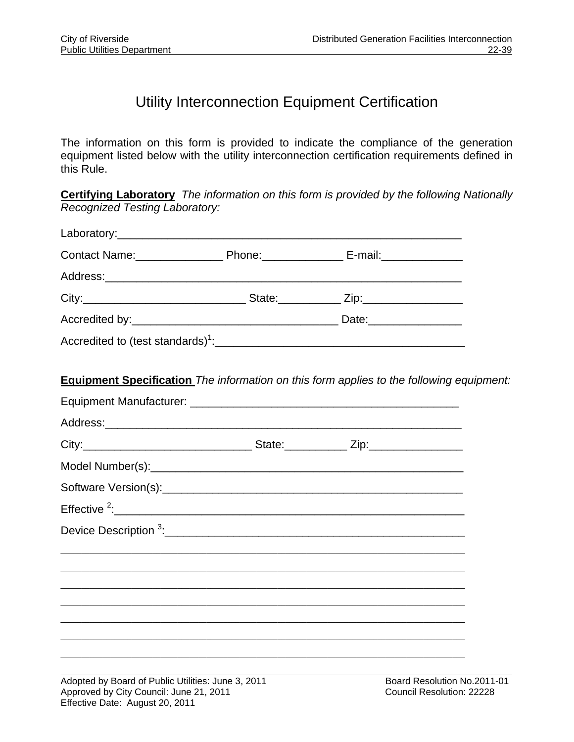# Utility Interconnection Equipment Certification

The information on this form is provided to indicate the compliance of the generation equipment listed below with the utility interconnection certification requirements defined in this Rule.

**Certifying Laboratory** *The information on this form is provided by the following Nationally Recognized Testing Laboratory:*

Laboratory:_______________________________________________________

Contact Name:______________ Phone:_____________ E-mail:_____________

Address:_________________________________________________________

City:__________________________ State:__________ Zip:________________

Accredited by:________________________________ Date:_______________

Accredited to (test standards)[1]:________________________________________

**Equipment Specification** *The information on this form applies to the following equipment:*

Equipment Manufacturer: __________________________________________

Address:_________________________________________________________

City:___________________________ State:__________ Zip:_______________

Model Number(s):_________________________________________________

Software Version(s):_______________________________________________

Effective [2]:______________________________________________________

Device Description [3]:_____________________________________________

_________________________________________________________________

_________________________________________________________________

_________________________________________________________________

_________________________________________________________________

_________________________________________________________________

_________________________________________________________________

_________________________________________________________________

Adopted by Board of Public Utilities: June 3, 2011 | Board Resolution No.2011-01
Approved by City Council: June 21, 2011 | Council Resolution: 22228
Effective Date: August 20, 2011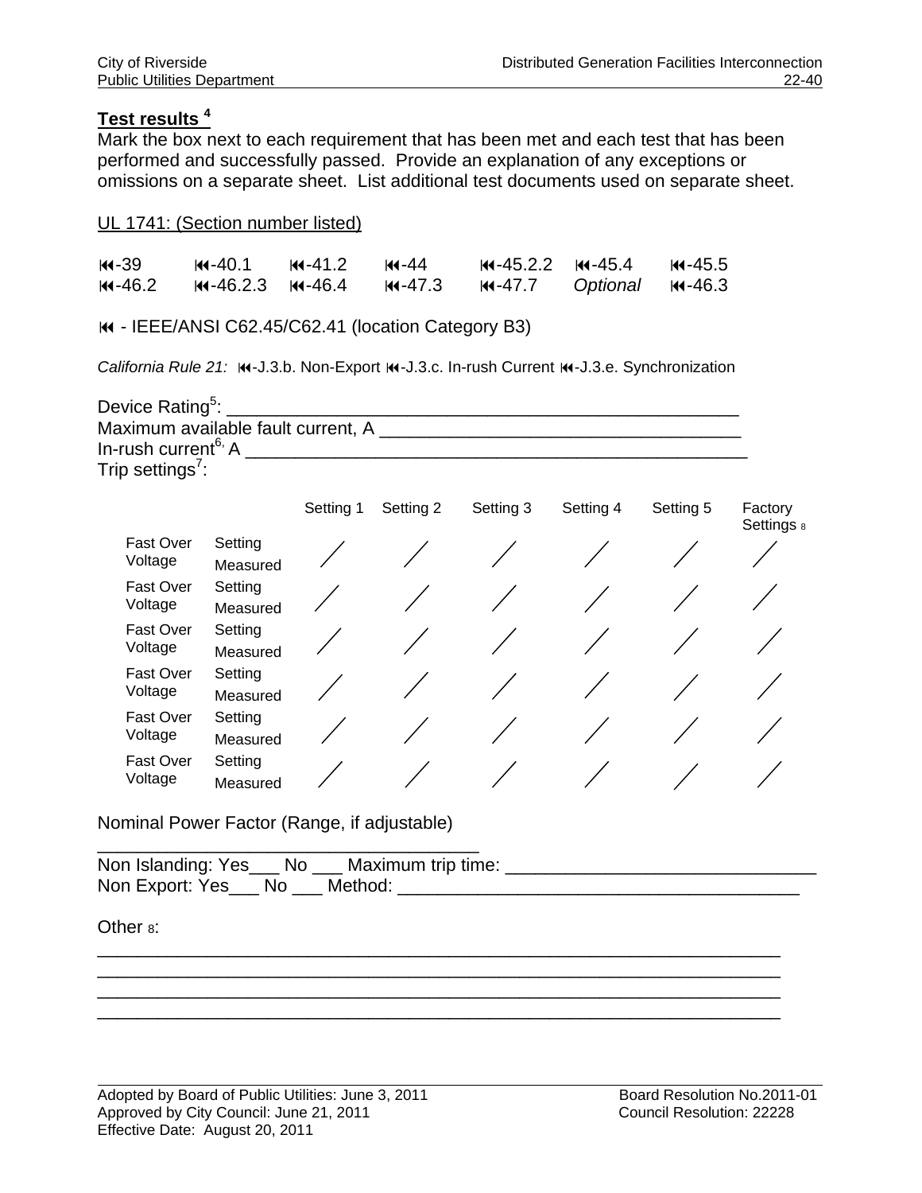**Test results** [4]

Mark the box next to each requirement that has been met and each test that has been performed and successfully passed. Provide an explanation of any exceptions or omissions on a separate sheet. List additional test documents used on separate sheet.

UL 1741: (Section number listed)

| | | | | | | |
|---|---|---|---|---|---|---|
| ⏮-39 | ⏮-40.1 | ⏮-41.2 | ⏮-44 | ⏮-45.2.2 | ⏮-45.4 | ⏮-45.5 |
| ⏮-46.2 | ⏮-46.2.3 | ⏮-46.4 | ⏮-47.3 | ⏮-47.7 | *Optional* | ⏮-46.3 |

⏮ - IEEE/ANSI C62.45/C62.41 (location Category B3)

*California Rule 21:* ⏮-J.3.b. Non-Export ⏮-J.3.c. In-rush Current ⏮-J.3.e. Synchronization

Device Rating[5]: ____________________________________________________

Maximum available fault current, A ____________________________________

In-rush current[6,] A ____________________________________________________

Trip settings[7]:

| | | Setting 1 | Setting 2 | Setting 3 | Setting 4 | Setting 5 | Factory Settings [8] |
|---|---|---|---|---|---|---|---|
| Fast Over Voltage | Setting / Measured | / | / | / | / | / | / |
| Fast Over Voltage | Setting / Measured | / | / | / | / | / | / |
| Fast Over Voltage | Setting / Measured | / | / | / | / | / | / |
| Fast Over Voltage | Setting / Measured | / | / | / | / | / | / |
| Fast Over Voltage | Setting / Measured | / | / | / | / | / | / |
| Fast Over Voltage | Setting / Measured | / | / | / | / | / | / |

Nominal Power Factor (Range, if adjustable)
_____________________________________

Non Islanding: Yes___ No ___ Maximum trip time: ______________________________

Non Export: Yes___ No ___ Method: _______________________________________

Other [8]:

_________________________________________________________________

_________________________________________________________________

_________________________________________________________________

_________________________________________________________________

Adopted by Board of Public Utilities: June 3, 2011 Board Resolution No.2011-01
Approved by City Council: June 21, 2011 Council Resolution: 22228
Effective Date: August 20, 2011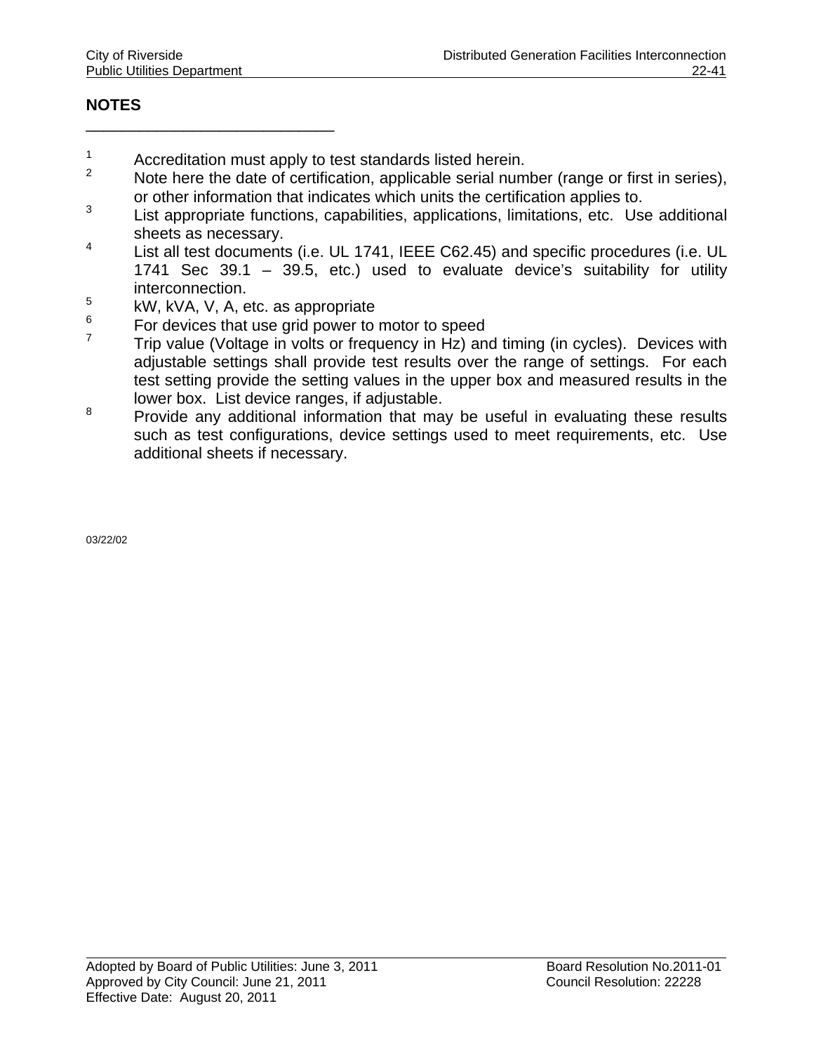## NOTES

[1] Accreditation must apply to test standards listed herein.

[2] Note here the date of certification, applicable serial number (range or first in series), or other information that indicates which units the certification applies to.

[3] List appropriate functions, capabilities, applications, limitations, etc. Use additional sheets as necessary.

[4] List all test documents (i.e. UL 1741, IEEE C62.45) and specific procedures (i.e. UL 1741 Sec 39.1 – 39.5, etc.) used to evaluate device's suitability for utility interconnection.

[5] kW, kVA, V, A, etc. as appropriate

[6] For devices that use grid power to motor to speed

[7] Trip value (Voltage in volts or frequency in Hz) and timing (in cycles). Devices with adjustable settings shall provide test results over the range of settings. For each test setting provide the setting values in the upper box and measured results in the lower box. List device ranges, if adjustable.

[8] Provide any additional information that may be useful in evaluating these results such as test configurations, device settings used to meet requirements, etc. Use additional sheets if necessary.

03/22/02